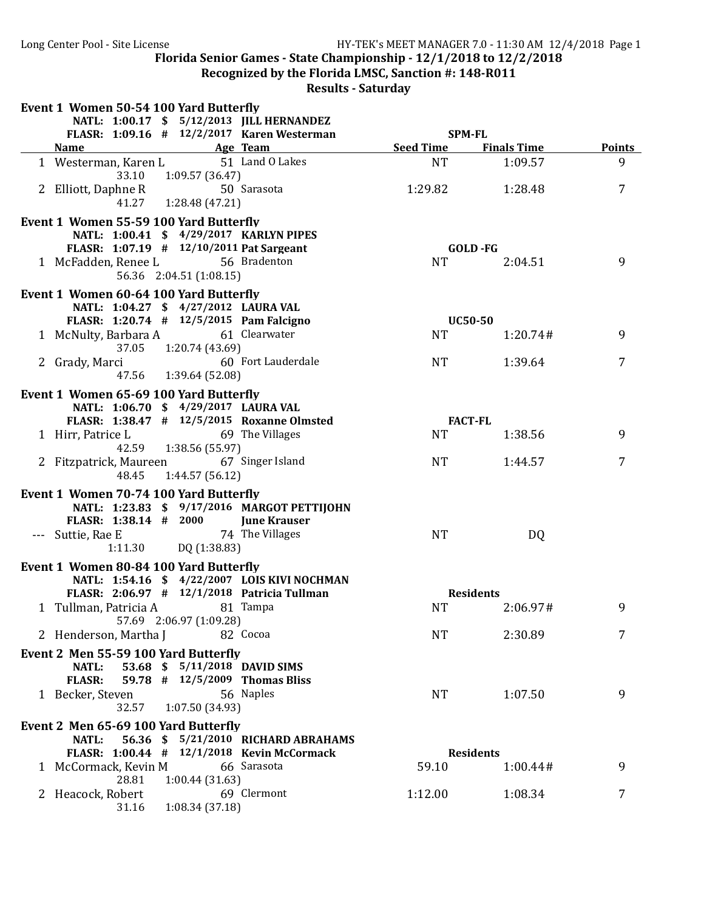Long Center Pool - Site License

## Florida Senior Games - State Championship - 12/1/2018 to 12/2/2018
### Recognized by the Florida LMSC, Sanction #: 148-R011
### Results - Saturday

**Event 1 Women 50-54 100 Yard Butterfly**

NATL: 1:00.17 $ 5/12/2013 JILL HERNANDEZ
FLASR: 1:09.16 # 12/2/2017 Karen Westerman SPM-FL

| | Name | Age | Team | Seed Time | Finals Time | Points |
|---|---|---|---|---|---|---|
| 1 | Westerman, Karen L | 51 | Land O Lakes | NT | 1:09.57 | 9 |
| | 33.10 1:09.57 (36.47) | | | | | |
| 2 | Elliott, Daphne R | 50 | Sarasota | 1:29.82 | 1:28.48 | 7 |
| | 41.27 1:28.48 (47.21) | | | | | |

**Event 1 Women 55-59 100 Yard Butterfly**

NATL: 1:00.41 $ 4/29/2017 KARLYN PIPES
FLASR: 1:07.19 # 12/10/2011 Pat Sargeant GOLD -FG

| | Name | Age | Team | Seed Time | Finals Time | Points |
|---|---|---|---|---|---|---|
| 1 | McFadden, Renee L | 56 | Bradenton | NT | 2:04.51 | 9 |
| | 56.36 2:04.51 (1:08.15) | | | | | |

**Event 1 Women 60-64 100 Yard Butterfly**

NATL: 1:04.27 $ 4/27/2012 LAURA VAL
FLASR: 1:20.74 # 12/5/2015 Pam Falcigno UC50-50

| | Name | Age | Team | Seed Time | Finals Time | Points |
|---|---|---|---|---|---|---|
| 1 | McNulty, Barbara A | 61 | Clearwater | NT | 1:20.74# | 9 |
| | 37.05 1:20.74 (43.69) | | | | | |
| 2 | Grady, Marci | 60 | Fort Lauderdale | NT | 1:39.64 | 7 |
| | 47.56 1:39.64 (52.08) | | | | | |

**Event 1 Women 65-69 100 Yard Butterfly**

NATL: 1:06.70 $ 4/29/2017 LAURA VAL
FLASR: 1:38.47 # 12/5/2015 Roxanne Olmsted FACT-FL

| | Name | Age | Team | Seed Time | Finals Time | Points |
|---|---|---|---|---|---|---|
| 1 | Hirr, Patrice L | 69 | The Villages | NT | 1:38.56 | 9 |
| | 42.59 1:38.56 (55.97) | | | | | |
| 2 | Fitzpatrick, Maureen | 67 | Singer Island | NT | 1:44.57 | 7 |
| | 48.45 1:44.57 (56.12) | | | | | |

**Event 1 Women 70-74 100 Yard Butterfly**

NATL: 1:23.83 $ 9/17/2016 MARGOT PETTIJOHN
FLASR: 1:38.14 # 2000 June Krauser

| | Name | Age | Team | Seed Time | Finals Time | Points |
|---|---|---|---|---|---|---|
| --- | Suttie, Rae E | 74 | The Villages | NT | DQ | |
| | 1:11.30 DQ (1:38.83) | | | | | |

**Event 1 Women 80-84 100 Yard Butterfly**

NATL: 1:54.16 $ 4/22/2007 LOIS KIVI NOCHMAN
FLASR: 2:06.97 # 12/1/2018 Patricia Tullman Residents

| | Name | Age | Team | Seed Time | Finals Time | Points |
|---|---|---|---|---|---|---|
| 1 | Tullman, Patricia A | 81 | Tampa | NT | 2:06.97# | 9 |
| | 57.69 2:06.97 (1:09.28) | | | | | |
| 2 | Henderson, Martha J | 82 | Cocoa | NT | 2:30.89 | 7 |

**Event 2 Men 55-59 100 Yard Butterfly**

NATL: 53.68 $ 5/11/2018 DAVID SIMS
FLASR: 59.78 # 12/5/2009 Thomas Bliss

| | Name | Age | Team | Seed Time | Finals Time | Points |
|---|---|---|---|---|---|---|
| 1 | Becker, Steven | 56 | Naples | NT | 1:07.50 | 9 |
| | 32.57 1:07.50 (34.93) | | | | | |

**Event 2 Men 65-69 100 Yard Butterfly**

NATL: 56.36 $ 5/21/2010 RICHARD ABRAHAMS
FLASR: 1:00.44 # 12/1/2018 Kevin McCormack Residents

| | Name | Age | Team | Seed Time | Finals Time | Points |
|---|---|---|---|---|---|---|
| 1 | McCormack, Kevin M | 66 | Sarasota | 59.10 | 1:00.44# | 9 |
| | 28.81 1:00.44 (31.63) | | | | | |
| 2 | Heacock, Robert | 69 | Clermont | 1:12.00 | 1:08.34 | 7 |
| | 31.16 1:08.34 (37.18) | | | | | |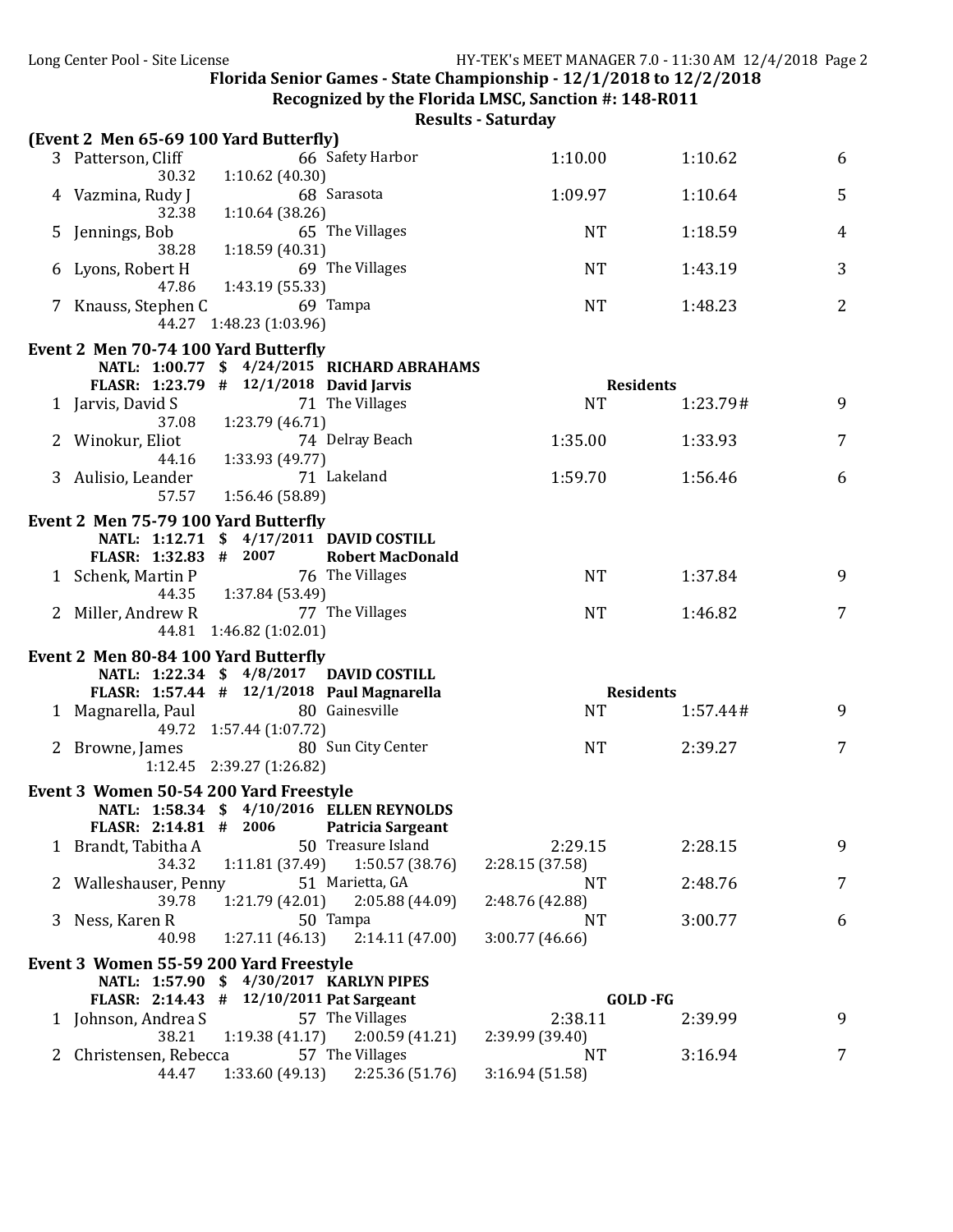## Florida Senior Games - State Championship - 12/1/2018 to 12/2/2018

### Recognized by the Florida LMSC, Sanction #: 148-R011

### Results - Saturday

**(Event 2 Men 65-69 100 Yard Butterfly)**

| Place | Name | Age | Team | Seed Time | Finals Time | Points |
|---|---|---|---|---|---|---|
| 3 | Patterson, Cliff | 66 | Safety Harbor | 1:10.00 | 1:10.62 | 6 |
| | 30.32 | 1:10.62 (40.30) | | | | |
| 4 | Vazmina, Rudy J | 68 | Sarasota | 1:09.97 | 1:10.64 | 5 |
| | 32.38 | 1:10.64 (38.26) | | | | |
| 5 | Jennings, Bob | 65 | The Villages | NT | 1:18.59 | 4 |
| | 38.28 | 1:18.59 (40.31) | | | | |
| 6 | Lyons, Robert H | 69 | The Villages | NT | 1:43.19 | 3 |
| | 47.86 | 1:43.19 (55.33) | | | | |
| 7 | Knauss, Stephen C | 69 | Tampa | NT | 1:48.23 | 2 |
| | 44.27 | 1:48.23 (1:03.96) | | | | |

**Event 2 Men 70-74 100 Yard Butterfly**

NATL: 1:00.77 $ 4/24/2015 RICHARD ABRAHAMS
FLASR: 1:23.79 # 12/1/2018 David Jarvis — Residents

| Place | Name | Age | Team | Seed Time | Finals Time | Points |
|---|---|---|---|---|---|---|
| 1 | Jarvis, David S | 71 | The Villages | NT | 1:23.79# | 9 |
| | 37.08 | 1:23.79 (46.71) | | | | |
| 2 | Winokur, Eliot | 74 | Delray Beach | 1:35.00 | 1:33.93 | 7 |
| | 44.16 | 1:33.93 (49.77) | | | | |
| 3 | Aulisio, Leander | 71 | Lakeland | 1:59.70 | 1:56.46 | 6 |
| | 57.57 | 1:56.46 (58.89) | | | | |

**Event 2 Men 75-79 100 Yard Butterfly**

NATL: 1:12.71 $ 4/17/2011 DAVID COSTILL
FLASR: 1:32.83 # 2007 Robert MacDonald

| Place | Name | Age | Team | Seed Time | Finals Time | Points |
|---|---|---|---|---|---|---|
| 1 | Schenk, Martin P | 76 | The Villages | NT | 1:37.84 | 9 |
| | 44.35 | 1:37.84 (53.49) | | | | |
| 2 | Miller, Andrew R | 77 | The Villages | NT | 1:46.82 | 7 |
| | 44.81 | 1:46.82 (1:02.01) | | | | |

**Event 2 Men 80-84 100 Yard Butterfly**

NATL: 1:22.34 $ 4/8/2017 DAVID COSTILL
FLASR: 1:57.44 # 12/1/2018 Paul Magnarella — Residents

| Place | Name | Age | Team | Seed Time | Finals Time | Points |
|---|---|---|---|---|---|---|
| 1 | Magnarella, Paul | 80 | Gainesville | NT | 1:57.44# | 9 |
| | 49.72 | 1:57.44 (1:07.72) | | | | |
| 2 | Browne, James | 80 | Sun City Center | NT | 2:39.27 | 7 |
| | 1:12.45 | 2:39.27 (1:26.82) | | | | |

**Event 3 Women 50-54 200 Yard Freestyle**

NATL: 1:58.34 $ 4/10/2016 ELLEN REYNOLDS
FLASR: 2:14.81 # 2006 Patricia Sargeant

| Place | Name | Age | Team | Seed Time | Finals Time | Points |
|---|---|---|---|---|---|---|
| 1 | Brandt, Tabitha A | 50 | Treasure Island | 2:29.15 | 2:28.15 | 9 |
| | 34.32 | 1:11.81 (37.49) | 1:50.57 (38.76) | 2:28.15 (37.58) | | |
| 2 | Walleshauser, Penny | 51 | Marietta, GA | NT | 2:48.76 | 7 |
| | 39.78 | 1:21.79 (42.01) | 2:05.88 (44.09) | 2:48.76 (42.88) | | |
| 3 | Ness, Karen R | 50 | Tampa | NT | 3:00.77 | 6 |
| | 40.98 | 1:27.11 (46.13) | 2:14.11 (47.00) | 3:00.77 (46.66) | | |

**Event 3 Women 55-59 200 Yard Freestyle**

NATL: 1:57.90 $ 4/30/2017 KARLYN PIPES
FLASR: 2:14.43 # 12/10/2011 Pat Sargeant — GOLD -FG

| Place | Name | Age | Team | Seed Time | Finals Time | Points |
|---|---|---|---|---|---|---|
| 1 | Johnson, Andrea S | 57 | The Villages | 2:38.11 | 2:39.99 | 9 |
| | 38.21 | 1:19.38 (41.17) | 2:00.59 (41.21) | 2:39.99 (39.40) | | |
| 2 | Christensen, Rebecca | 57 | The Villages | NT | 3:16.94 | 7 |
| | 44.47 | 1:33.60 (49.13) | 2:25.36 (51.76) | 3:16.94 (51.58) | | |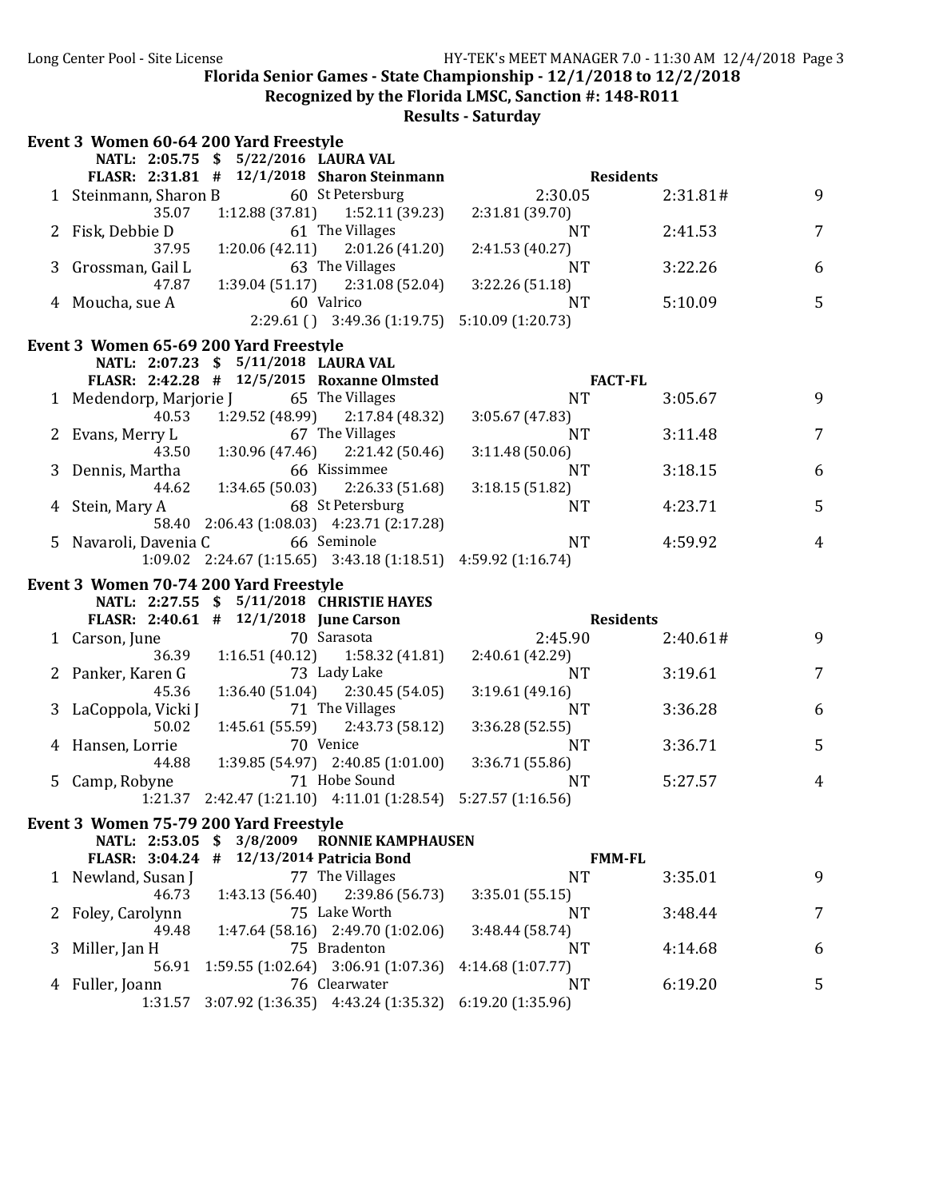**Florida Senior Games - State Championship - 12/1/2018 to 12/2/2018**
**Recognized by the Florida LMSC, Sanction #: 148-R011**
**Results - Saturday**

### Event 3 Women 60-64 200 Yard Freestyle

NATL: 2:05.75 $ 5/22/2016 LAURA VAL
FLASR: 2:31.81 # 12/1/2018 Sharon Steinmann Residents

| Place | Name | Age | Team | Seed Time | Finals Time | Points |
|---|---|---|---|---|---|---|
| 1 | Steinmann, Sharon B | 60 | St Petersburg | 2:30.05 | 2:31.81# | 9 |
| | 35.07 | 1:12.88 (37.81) | 1:52.11 (39.23) | 2:31.81 (39.70) | | |
| 2 | Fisk, Debbie D | 61 | The Villages | NT | 2:41.53 | 7 |
| | 37.95 | 1:20.06 (42.11) | 2:01.26 (41.20) | 2:41.53 (40.27) | | |
| 3 | Grossman, Gail L | 63 | The Villages | NT | 3:22.26 | 6 |
| | 47.87 | 1:39.04 (51.17) | 2:31.08 (52.04) | 3:22.26 (51.18) | | |
| 4 | Moucha, sue A | 60 | Valrico | NT | 5:10.09 | 5 |
| | | 2:29.61 ( ) | 3:49.36 (1:19.75) | 5:10.09 (1:20.73) | | |

### Event 3 Women 65-69 200 Yard Freestyle

NATL: 2:07.23 $ 5/11/2018 LAURA VAL
FLASR: 2:42.28 # 12/5/2015 Roxanne Olmsted FACT-FL

| Place | Name | Age | Team | Seed Time | Finals Time | Points |
|---|---|---|---|---|---|---|
| 1 | Medendorp, Marjorie J | 65 | The Villages | NT | 3:05.67 | 9 |
| | 40.53 | 1:29.52 (48.99) | 2:17.84 (48.32) | 3:05.67 (47.83) | | |
| 2 | Evans, Merry L | 67 | The Villages | NT | 3:11.48 | 7 |
| | 43.50 | 1:30.96 (47.46) | 2:21.42 (50.46) | 3:11.48 (50.06) | | |
| 3 | Dennis, Martha | 66 | Kissimmee | NT | 3:18.15 | 6 |
| | 44.62 | 1:34.65 (50.03) | 2:26.33 (51.68) | 3:18.15 (51.82) | | |
| 4 | Stein, Mary A | 68 | St Petersburg | NT | 4:23.71 | 5 |
| | 58.40 | 2:06.43 (1:08.03) | 4:23.71 (2:17.28) | | | |
| 5 | Navaroli, Davenia C | 66 | Seminole | NT | 4:59.92 | 4 |
| | 1:09.02 | 2:24.67 (1:15.65) | 3:43.18 (1:18.51) | 4:59.92 (1:16.74) | | |

### Event 3 Women 70-74 200 Yard Freestyle

NATL: 2:27.55 $ 5/11/2018 CHRISTIE HAYES
FLASR: 2:40.61 # 12/1/2018 June Carson Residents

| Place | Name | Age | Team | Seed Time | Finals Time | Points |
|---|---|---|---|---|---|---|
| 1 | Carson, June | 70 | Sarasota | 2:45.90 | 2:40.61# | 9 |
| | 36.39 | 1:16.51 (40.12) | 1:58.32 (41.81) | 2:40.61 (42.29) | | |
| 2 | Panker, Karen G | 73 | Lady Lake | NT | 3:19.61 | 7 |
| | 45.36 | 1:36.40 (51.04) | 2:30.45 (54.05) | 3:19.61 (49.16) | | |
| 3 | LaCoppola, Vicki J | 71 | The Villages | NT | 3:36.28 | 6 |
| | 50.02 | 1:45.61 (55.59) | 2:43.73 (58.12) | 3:36.28 (52.55) | | |
| 4 | Hansen, Lorrie | 70 | Venice | NT | 3:36.71 | 5 |
| | 44.88 | 1:39.85 (54.97) | 2:40.85 (1:01.00) | 3:36.71 (55.86) | | |
| 5 | Camp, Robyne | 71 | Hobe Sound | NT | 5:27.57 | 4 |
| | 1:21.37 | 2:42.47 (1:21.10) | 4:11.01 (1:28.54) | 5:27.57 (1:16.56) | | |

### Event 3 Women 75-79 200 Yard Freestyle

NATL: 2:53.05 $ 3/8/2009 RONNIE KAMPHAUSEN
FLASR: 3:04.24 # 12/13/2014 Patricia Bond FMM-FL

| Place | Name | Age | Team | Seed Time | Finals Time | Points |
|---|---|---|---|---|---|---|
| 1 | Newland, Susan J | 77 | The Villages | NT | 3:35.01 | 9 |
| | 46.73 | 1:43.13 (56.40) | 2:39.86 (56.73) | 3:35.01 (55.15) | | |
| 2 | Foley, Carolynn | 75 | Lake Worth | NT | 3:48.44 | 7 |
| | 49.48 | 1:47.64 (58.16) | 2:49.70 (1:02.06) | 3:48.44 (58.74) | | |
| 3 | Miller, Jan H | 75 | Bradenton | NT | 4:14.68 | 6 |
| | 56.91 | 1:59.55 (1:02.64) | 3:06.91 (1:07.36) | 4:14.68 (1:07.77) | | |
| 4 | Fuller, Joann | 76 | Clearwater | NT | 6:19.20 | 5 |
| | 1:31.57 | 3:07.92 (1:36.35) | 4:43.24 (1:35.32) | 6:19.20 (1:35.96) | | |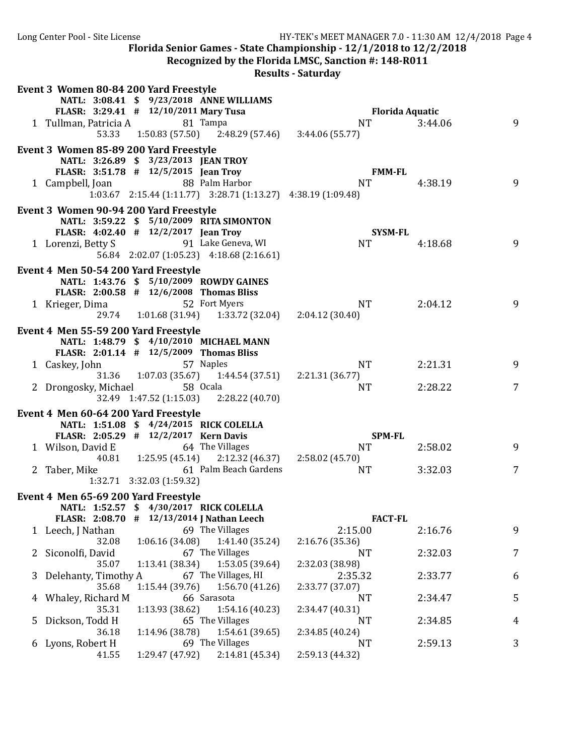Florida Senior Games - State Championship - 12/1/2018 to 12/2/2018

Recognized by the Florida LMSC, Sanction #: 148-R011

Results - Saturday

**Event 3 Women 80-84 200 Yard Freestyle**

NATL: 3:08.41 $ 9/23/2018 ANNE WILLIAMS

FLASR: 3:29.41 # 12/10/2011 Mary Tusa Florida Aquatic

| Place | Name | Age | Team | Seed Time | Finals Time | Points |
|---|---|---|---|---|---|---|
| 1 | Tullman, Patricia A | 81 | Tampa | NT | 3:44.06 | 9 |
| | 53.33 1:50.83 (57.50) 2:48.29 (57.46) 3:44.06 (55.77) | | | | | |

**Event 3 Women 85-89 200 Yard Freestyle**

NATL: 3:26.89 $ 3/23/2013 JEAN TROY

FLASR: 3:51.78 # 12/5/2015 Jean Troy FMM-FL

| Place | Name | Age | Team | Seed Time | Finals Time | Points |
|---|---|---|---|---|---|---|
| 1 | Campbell, Joan | 88 | Palm Harbor | NT | 4:38.19 | 9 |
| | 1:03.67 2:15.44 (1:11.77) 3:28.71 (1:13.27) 4:38.19 (1:09.48) | | | | | |

**Event 3 Women 90-94 200 Yard Freestyle**

NATL: 3:59.22 $ 5/10/2009 RITA SIMONTON

FLASR: 4:02.40 # 12/2/2017 Jean Troy SYSM-FL

| Place | Name | Age | Team | Seed Time | Finals Time | Points |
|---|---|---|---|---|---|---|
| 1 | Lorenzi, Betty S | 91 | Lake Geneva, WI | NT | 4:18.68 | 9 |
| | 56.84 2:02.07 (1:05.23) 4:18.68 (2:16.61) | | | | | |

**Event 4 Men 50-54 200 Yard Freestyle**

NATL: 1:43.76 $ 5/10/2009 ROWDY GAINES

FLASR: 2:00.58 # 12/6/2008 Thomas Bliss

| Place | Name | Age | Team | Seed Time | Finals Time | Points |
|---|---|---|---|---|---|---|
| 1 | Krieger, Dima | 52 | Fort Myers | NT | 2:04.12 | 9 |
| | 29.74 1:01.68 (31.94) 1:33.72 (32.04) 2:04.12 (30.40) | | | | | |

**Event 4 Men 55-59 200 Yard Freestyle**

NATL: 1:48.79 $ 4/10/2010 MICHAEL MANN

FLASR: 2:01.14 # 12/5/2009 Thomas Bliss

| Place | Name | Age | Team | Seed Time | Finals Time | Points |
|---|---|---|---|---|---|---|
| 1 | Caskey, John | 57 | Naples | NT | 2:21.31 | 9 |
| | 31.36 1:07.03 (35.67) 1:44.54 (37.51) 2:21.31 (36.77) | | | | | |
| 2 | Drongosky, Michael | 58 | Ocala | NT | 2:28.22 | 7 |
| | 32.49 1:47.52 (1:15.03) 2:28.22 (40.70) | | | | | |

**Event 4 Men 60-64 200 Yard Freestyle**

NATL: 1:51.08 $ 4/24/2015 RICK COLELLA

FLASR: 2:05.29 # 12/2/2017 Kern Davis SPM-FL

| Place | Name | Age | Team | Seed Time | Finals Time | Points |
|---|---|---|---|---|---|---|
| 1 | Wilson, David E | 64 | The Villages | NT | 2:58.02 | 9 |
| | 40.81 1:25.95 (45.14) 2:12.32 (46.37) 2:58.02 (45.70) | | | | | |
| 2 | Taber, Mike | 61 | Palm Beach Gardens | NT | 3:32.03 | 7 |
| | 1:32.71 3:32.03 (1:59.32) | | | | | |

**Event 4 Men 65-69 200 Yard Freestyle**

NATL: 1:52.57 $ 4/30/2017 RICK COLELLA

FLASR: 2:08.70 # 12/13/2014 J Nathan Leech FACT-FL

| Place | Name | Age | Team | Seed Time | Finals Time | Points |
|---|---|---|---|---|---|---|
| 1 | Leech, J Nathan | 69 | The Villages | 2:15.00 | 2:16.76 | 9 |
| | 32.08 1:06.16 (34.08) 1:41.40 (35.24) 2:16.76 (35.36) | | | | | |
| 2 | Siconolfi, David | 67 | The Villages | NT | 2:32.03 | 7 |
| | 35.07 1:13.41 (38.34) 1:53.05 (39.64) 2:32.03 (38.98) | | | | | |
| 3 | Delehanty, Timothy A | 67 | The Villages, HI | 2:35.32 | 2:33.77 | 6 |
| | 35.68 1:15.44 (39.76) 1:56.70 (41.26) 2:33.77 (37.07) | | | | | |
| 4 | Whaley, Richard M | 66 | Sarasota | NT | 2:34.47 | 5 |
| | 35.31 1:13.93 (38.62) 1:54.16 (40.23) 2:34.47 (40.31) | | | | | |
| 5 | Dickson, Todd H | 65 | The Villages | NT | 2:34.85 | 4 |
| | 36.18 1:14.96 (38.78) 1:54.61 (39.65) 2:34.85 (40.24) | | | | | |
| 6 | Lyons, Robert H | 69 | The Villages | NT | 2:59.13 | 3 |
| | 41.55 1:29.47 (47.92) 2:14.81 (45.34) 2:59.13 (44.32) | | | | | |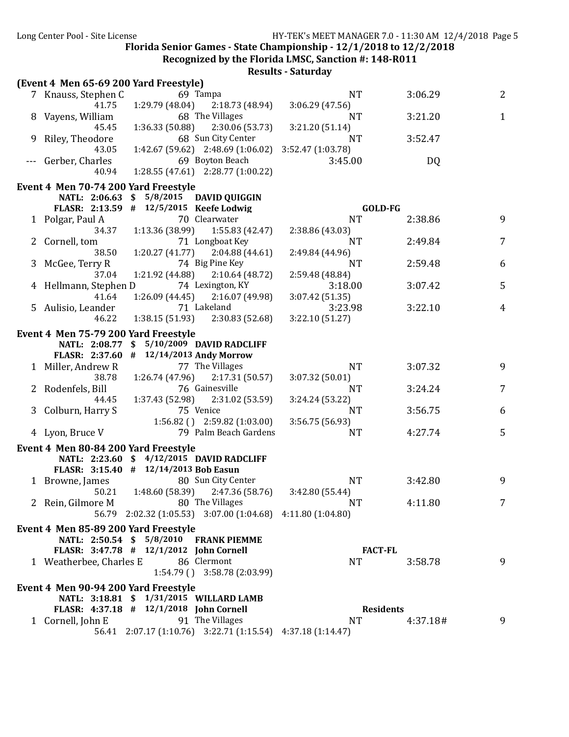**Florida Senior Games - State Championship - 12/1/2018 to 12/2/2018**

**Recognized by the Florida LMSC, Sanction #: 148-R011**

**Results - Saturday**

### (Event 4 Men 65-69 200 Yard Freestyle)

| Place | Name | Age | Team | Seed | Finals | Points |
|---|---|---|---|---|---|---|
| 7 | Knauss, Stephen C | 69 | Tampa | NT | 3:06.29 | 2 |
| | 41.75 | 1:29.79 (48.04) | 2:18.73 (48.94) | 3:06.29 (47.56) | | |
| 8 | Vayens, William | 68 | The Villages | NT | 3:21.20 | 1 |
| | 45.45 | 1:36.33 (50.88) | 2:30.06 (53.73) | 3:21.20 (51.14) | | |
| 9 | Riley, Theodore | 68 | Sun City Center | NT | 3:52.47 | |
| | 43.05 | 1:42.67 (59.62) | 2:48.69 (1:06.02) | 3:52.47 (1:03.78) | | |
| --- | Gerber, Charles | 69 | Boyton Beach | 3:45.00 | DQ | |
| | 40.94 | 1:28.55 (47.61) | 2:28.77 (1:00.22) | | | |

### Event 4 Men 70-74 200 Yard Freestyle

NATL: 2:06.63 $ 5/8/2015 DAVID QUIGGIN

FLASR: 2:13.59 # 12/5/2015 Keefe Lodwig GOLD-FG

| Place | Name | Age | Team | Seed | Finals | Points |
|---|---|---|---|---|---|---|
| 1 | Polgar, Paul A | 70 | Clearwater | NT | 2:38.86 | 9 |
| | 34.37 | 1:13.36 (38.99) | 1:55.83 (42.47) | 2:38.86 (43.03) | | |
| 2 | Cornell, tom | 71 | Longboat Key | NT | 2:49.84 | 7 |
| | 38.50 | 1:20.27 (41.77) | 2:04.88 (44.61) | 2:49.84 (44.96) | | |
| 3 | McGee, Terry R | 74 | Big Pine Key | NT | 2:59.48 | 6 |
| | 37.04 | 1:21.92 (44.88) | 2:10.64 (48.72) | 2:59.48 (48.84) | | |
| 4 | Hellmann, Stephen D | 74 | Lexington, KY | 3:18.00 | 3:07.42 | 5 |
| | 41.64 | 1:26.09 (44.45) | 2:16.07 (49.98) | 3:07.42 (51.35) | | |
| 5 | Aulisio, Leander | 71 | Lakeland | 3:23.98 | 3:22.10 | 4 |
| | 46.22 | 1:38.15 (51.93) | 2:30.83 (52.68) | 3:22.10 (51.27) | | |

### Event 4 Men 75-79 200 Yard Freestyle

NATL: 2:08.77 $ 5/10/2009 DAVID RADCLIFF

FLASR: 2:37.60 # 12/14/2013 Andy Morrow

| Place | Name | Age | Team | Seed | Finals | Points |
|---|---|---|---|---|---|---|
| 1 | Miller, Andrew R | 77 | The Villages | NT | 3:07.32 | 9 |
| | 38.78 | 1:26.74 (47.96) | 2:17.31 (50.57) | 3:07.32 (50.01) | | |
| 2 | Rodenfels, Bill | 76 | Gainesville | NT | 3:24.24 | 7 |
| | 44.45 | 1:37.43 (52.98) | 2:31.02 (53.59) | 3:24.24 (53.22) | | |
| 3 | Colburn, Harry S | 75 | Venice | NT | 3:56.75 | 6 |
| | | 1:56.82 ( ) | 2:59.82 (1:03.00) | 3:56.75 (56.93) | | |
| 4 | Lyon, Bruce V | 79 | Palm Beach Gardens | NT | 4:27.74 | 5 |

### Event 4 Men 80-84 200 Yard Freestyle

NATL: 2:23.60 $ 4/12/2015 DAVID RADCLIFF

FLASR: 3:15.40 # 12/14/2013 Bob Easun

| Place | Name | Age | Team | Seed | Finals | Points |
|---|---|---|---|---|---|---|
| 1 | Browne, James | 80 | Sun City Center | NT | 3:42.80 | 9 |
| | 50.21 | 1:48.60 (58.39) | 2:47.36 (58.76) | 3:42.80 (55.44) | | |
| 2 | Rein, Gilmore M | 80 | The Villages | NT | 4:11.80 | 7 |
| | 56.79 | 2:02.32 (1:05.53) | 3:07.00 (1:04.68) | 4:11.80 (1:04.80) | | |

### Event 4 Men 85-89 200 Yard Freestyle

NATL: 2:50.54 $ 5/8/2010 FRANK PIEMME

FLASR: 3:47.78 # 12/1/2012 John Cornell FACT-FL

| Place | Name | Age | Team | Seed | Finals | Points |
|---|---|---|---|---|---|---|
| 1 | Weatherbee, Charles E | 86 | Clermont | NT | 3:58.78 | 9 |
| | | 1:54.79 ( ) | 3:58.78 (2:03.99) | | | |

### Event 4 Men 90-94 200 Yard Freestyle

NATL: 3:18.81 $ 1/31/2015 WILLARD LAMB

FLASR: 4:37.18 # 12/1/2018 John Cornell Residents

| Place | Name | Age | Team | Seed | Finals | Points |
|---|---|---|---|---|---|---|
| 1 | Cornell, John E | 91 | The Villages | NT | 4:37.18# | 9 |
| | 56.41 | 2:07.17 (1:10.76) | 3:22.71 (1:15.54) | 4:37.18 (1:14.47) | | |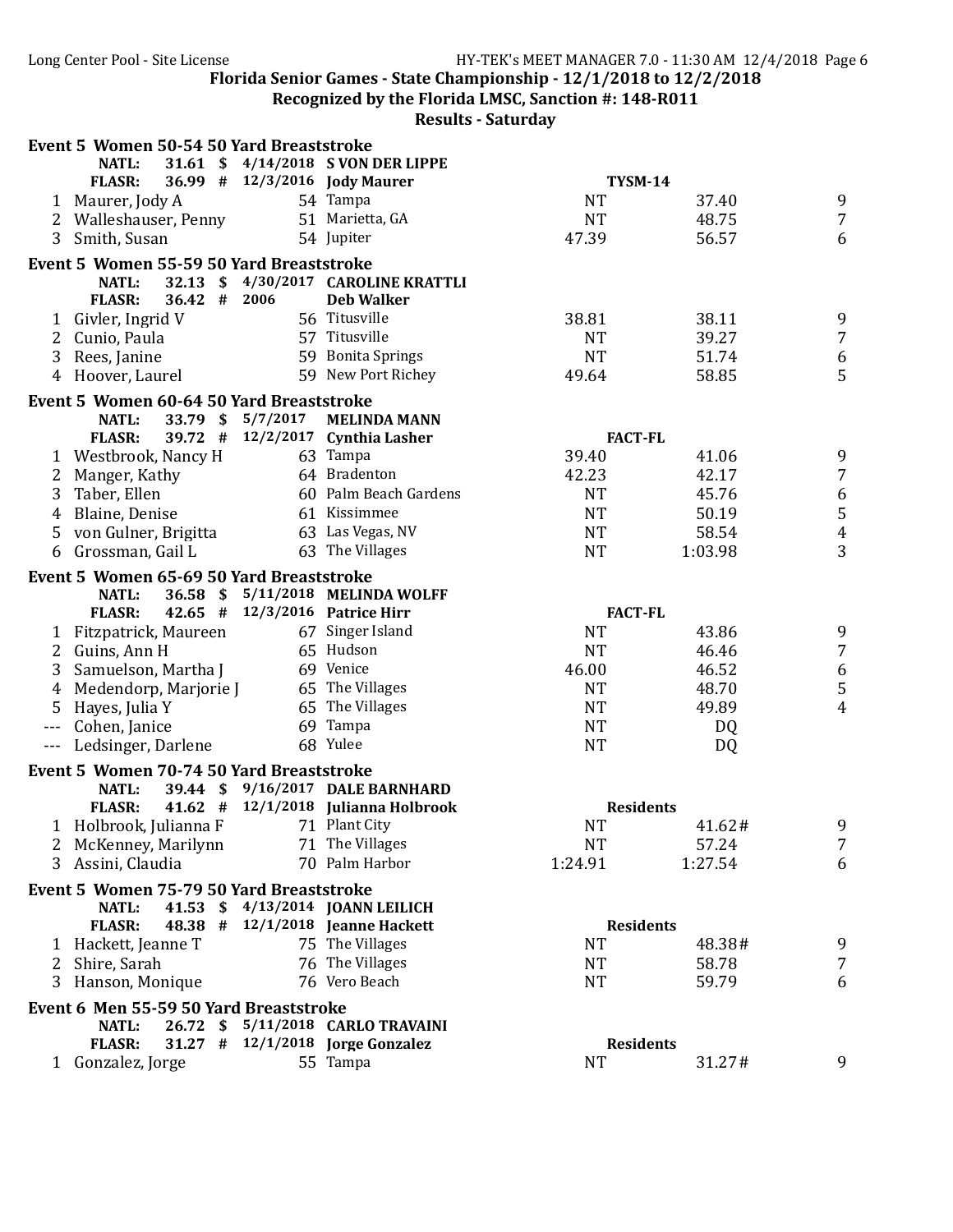## Florida Senior Games - State Championship - 12/1/2018 to 12/2/2018

**Recognized by the Florida LMSC, Sanction #: 148-R011**

**Results - Saturday**

### Event 5 Women 50-54 50 Yard Breaststroke

| | | | | | | |
|---|---|---|---|---|---|---|
| **NATL:** | **31.61 $** | **4/14/2018** | **S VON DER LIPPE** | | | |
| **FLASR:** | **36.99 #** | **12/3/2016** | **Jody Maurer** | **TYSM-14** | | |
| 1 | Maurer, Jody A | 54 | Tampa | NT | 37.40 | 9 |
| 2 | Walleshauser, Penny | 51 | Marietta, GA | NT | 48.75 | 7 |
| 3 | Smith, Susan | 54 | Jupiter | 47.39 | 56.57 | 6 |

### Event 5 Women 55-59 50 Yard Breaststroke

| | | | | | | |
|---|---|---|---|---|---|---|
| **NATL:** | **32.13 $** | **4/30/2017** | **CAROLINE KRATTLI** | | | |
| **FLASR:** | **36.42 #** | **2006** | **Deb Walker** | | | |
| 1 | Givler, Ingrid V | 56 | Titusville | 38.81 | 38.11 | 9 |
| 2 | Cunio, Paula | 57 | Titusville | NT | 39.27 | 7 |
| 3 | Rees, Janine | 59 | Bonita Springs | NT | 51.74 | 6 |
| 4 | Hoover, Laurel | 59 | New Port Richey | 49.64 | 58.85 | 5 |

### Event 5 Women 60-64 50 Yard Breaststroke

| | | | | | | |
|---|---|---|---|---|---|---|
| **NATL:** | **33.79 $** | **5/7/2017** | **MELINDA MANN** | | | |
| **FLASR:** | **39.72 #** | **12/2/2017** | **Cynthia Lasher** | **FACT-FL** | | |
| 1 | Westbrook, Nancy H | 63 | Tampa | 39.40 | 41.06 | 9 |
| 2 | Manger, Kathy | 64 | Bradenton | 42.23 | 42.17 | 7 |
| 3 | Taber, Ellen | 60 | Palm Beach Gardens | NT | 45.76 | 6 |
| 4 | Blaine, Denise | 61 | Kissimmee | NT | 50.19 | 5 |
| 5 | von Gulner, Brigitta | 63 | Las Vegas, NV | NT | 58.54 | 4 |
| 6 | Grossman, Gail L | 63 | The Villages | NT | 1:03.98 | 3 |

### Event 5 Women 65-69 50 Yard Breaststroke

| | | | | | | |
|---|---|---|---|---|---|---|
| **NATL:** | **36.58 $** | **5/11/2018** | **MELINDA WOLFF** | | | |
| **FLASR:** | **42.65 #** | **12/3/2016** | **Patrice Hirr** | **FACT-FL** | | |
| 1 | Fitzpatrick, Maureen | 67 | Singer Island | NT | 43.86 | 9 |
| 2 | Guins, Ann H | 65 | Hudson | NT | 46.46 | 7 |
| 3 | Samuelson, Martha J | 69 | Venice | 46.00 | 46.52 | 6 |
| 4 | Medendorp, Marjorie J | 65 | The Villages | NT | 48.70 | 5 |
| 5 | Hayes, Julia Y | 65 | The Villages | NT | 49.89 | 4 |
| --- | Cohen, Janice | 69 | Tampa | NT | DQ | |
| --- | Ledsinger, Darlene | 68 | Yulee | NT | DQ | |

### Event 5 Women 70-74 50 Yard Breaststroke

| | | | | | | |
|---|---|---|---|---|---|---|
| **NATL:** | **39.44 $** | **9/16/2017** | **DALE BARNHARD** | | | |
| **FLASR:** | **41.62 #** | **12/1/2018** | **Julianna Holbrook** | **Residents** | | |
| 1 | Holbrook, Julianna F | 71 | Plant City | NT | 41.62# | 9 |
| 2 | McKenney, Marilynn | 71 | The Villages | NT | 57.24 | 7 |
| 3 | Assini, Claudia | 70 | Palm Harbor | 1:24.91 | 1:27.54 | 6 |

### Event 5 Women 75-79 50 Yard Breaststroke

| | | | | | | |
|---|---|---|---|---|---|---|
| **NATL:** | **41.53 $** | **4/13/2014** | **JOANN LEILICH** | | | |
| **FLASR:** | **48.38 #** | **12/1/2018** | **Jeanne Hackett** | **Residents** | | |
| 1 | Hackett, Jeanne T | 75 | The Villages | NT | 48.38# | 9 |
| 2 | Shire, Sarah | 76 | The Villages | NT | 58.78 | 7 |
| 3 | Hanson, Monique | 76 | Vero Beach | NT | 59.79 | 6 |

### Event 6 Men 55-59 50 Yard Breaststroke

| | | | | | | |
|---|---|---|---|---|---|---|
| **NATL:** | **26.72 $** | **5/11/2018** | **CARLO TRAVAINI** | | | |
| **FLASR:** | **31.27 #** | **12/1/2018** | **Jorge Gonzalez** | **Residents** | | |
| 1 | Gonzalez, Jorge | 55 | Tampa | NT | 31.27# | 9 |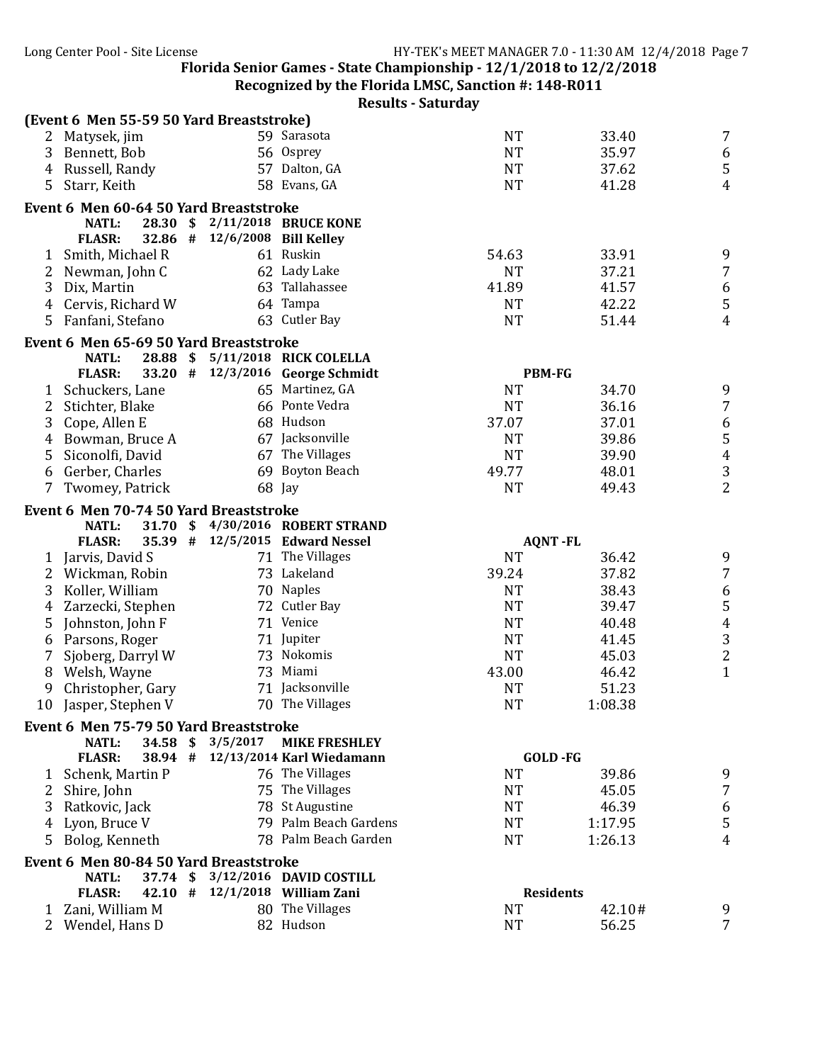**Florida Senior Games - State Championship - 12/1/2018 to 12/2/2018**

**Recognized by the Florida LMSC, Sanction #: 148-R011**

**Results - Saturday**

### (Event 6 Men 55-59 50 Yard Breaststroke)

| Place | Name | Age | Team | Seed Time | Finals Time | Points |
|---|---|---|---|---|---|---|
| 2 | Matysek, jim | 59 | Sarasota | NT | 33.40 | 7 |
| 3 | Bennett, Bob | 56 | Osprey | NT | 35.97 | 6 |
| 4 | Russell, Randy | 57 | Dalton, GA | NT | 37.62 | 5 |
| 5 | Starr, Keith | 58 | Evans, GA | NT | 41.28 | 4 |

### Event 6 Men 60-64 50 Yard Breaststroke

NATL: 28.30 $ 2/11/2018 BRUCE KONE
FLASR: 32.86 # 12/6/2008 Bill Kelley

| Place | Name | Age | Team | Seed Time | Finals Time | Points |
|---|---|---|---|---|---|---|
| 1 | Smith, Michael R | 61 | Ruskin | 54.63 | 33.91 | 9 |
| 2 | Newman, John C | 62 | Lady Lake | NT | 37.21 | 7 |
| 3 | Dix, Martin | 63 | Tallahassee | 41.89 | 41.57 | 6 |
| 4 | Cervis, Richard W | 64 | Tampa | NT | 42.22 | 5 |
| 5 | Fanfani, Stefano | 63 | Cutler Bay | NT | 51.44 | 4 |

### Event 6 Men 65-69 50 Yard Breaststroke

NATL: 28.88 $ 5/11/2018 RICK COLELLA
FLASR: 33.20 # 12/3/2016 George Schmidt PBM-FG

| Place | Name | Age | Team | Seed Time | Finals Time | Points |
|---|---|---|---|---|---|---|
| 1 | Schuckers, Lane | 65 | Martinez, GA | NT | 34.70 | 9 |
| 2 | Stichter, Blake | 66 | Ponte Vedra | NT | 36.16 | 7 |
| 3 | Cope, Allen E | 68 | Hudson | 37.07 | 37.01 | 6 |
| 4 | Bowman, Bruce A | 67 | Jacksonville | NT | 39.86 | 5 |
| 5 | Siconolfi, David | 67 | The Villages | NT | 39.90 | 4 |
| 6 | Gerber, Charles | 69 | Boyton Beach | 49.77 | 48.01 | 3 |
| 7 | Twomey, Patrick | 68 | Jay | NT | 49.43 | 2 |

### Event 6 Men 70-74 50 Yard Breaststroke

NATL: 31.70 $ 4/30/2016 ROBERT STRAND
FLASR: 35.39 # 12/5/2015 Edward Nessel AQNT -FL

| Place | Name | Age | Team | Seed Time | Finals Time | Points |
|---|---|---|---|---|---|---|
| 1 | Jarvis, David S | 71 | The Villages | NT | 36.42 | 9 |
| 2 | Wickman, Robin | 73 | Lakeland | 39.24 | 37.82 | 7 |
| 3 | Koller, William | 70 | Naples | NT | 38.43 | 6 |
| 4 | Zarzecki, Stephen | 72 | Cutler Bay | NT | 39.47 | 5 |
| 5 | Johnston, John F | 71 | Venice | NT | 40.48 | 4 |
| 6 | Parsons, Roger | 71 | Jupiter | NT | 41.45 | 3 |
| 7 | Sjoberg, Darryl W | 73 | Nokomis | NT | 45.03 | 2 |
| 8 | Welsh, Wayne | 73 | Miami | 43.00 | 46.42 | 1 |
| 9 | Christopher, Gary | 71 | Jacksonville | NT | 51.23 | |
| 10 | Jasper, Stephen V | 70 | The Villages | NT | 1:08.38 | |

### Event 6 Men 75-79 50 Yard Breaststroke

NATL: 34.58 $ 3/5/2017 MIKE FRESHLEY
FLASR: 38.94 # 12/13/2014 Karl Wiedamann GOLD -FG

| Place | Name | Age | Team | Seed Time | Finals Time | Points |
|---|---|---|---|---|---|---|
| 1 | Schenk, Martin P | 76 | The Villages | NT | 39.86 | 9 |
| 2 | Shire, John | 75 | The Villages | NT | 45.05 | 7 |
| 3 | Ratkovic, Jack | 78 | St Augustine | NT | 46.39 | 6 |
| 4 | Lyon, Bruce V | 79 | Palm Beach Gardens | NT | 1:17.95 | 5 |
| 5 | Bolog, Kenneth | 78 | Palm Beach Garden | NT | 1:26.13 | 4 |

### Event 6 Men 80-84 50 Yard Breaststroke

NATL: 37.74 $ 3/12/2016 DAVID COSTILL
FLASR: 42.10 # 12/1/2018 William Zani Residents

| Place | Name | Age | Team | Seed Time | Finals Time | Points |
|---|---|---|---|---|---|---|
| 1 | Zani, William M | 80 | The Villages | NT | 42.10# | 9 |
| 2 | Wendel, Hans D | 82 | Hudson | NT | 56.25 | 7 |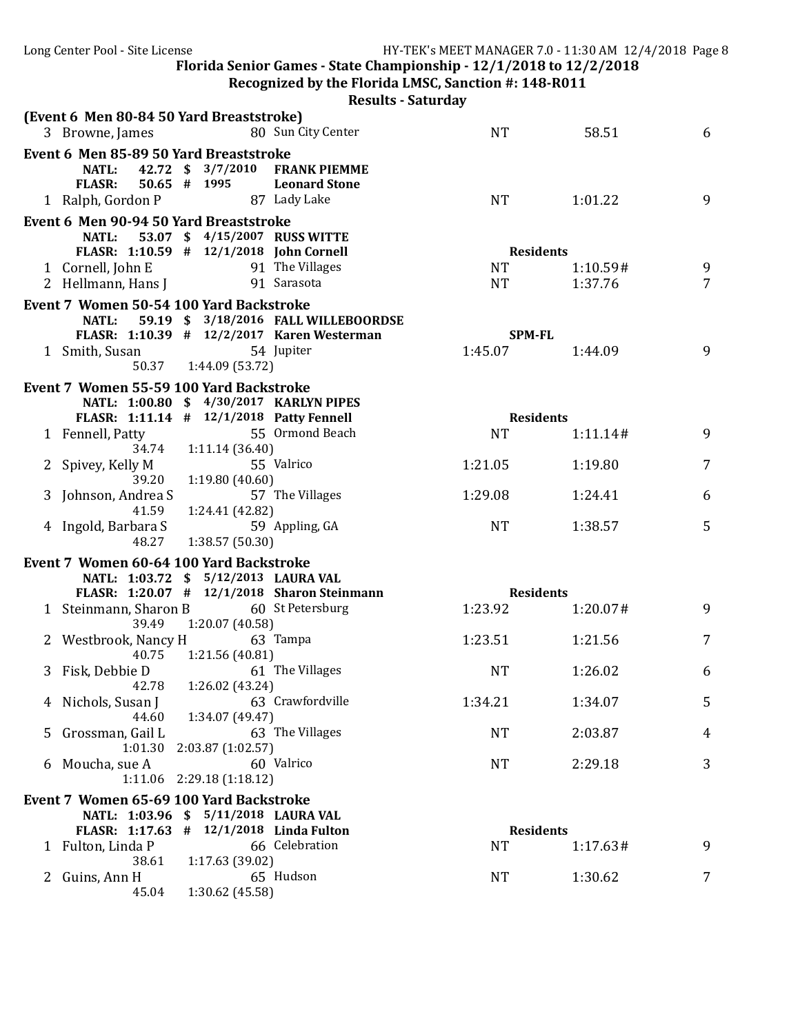**Florida Senior Games - State Championship - 12/1/2018 to 12/2/2018**

**Recognized by the Florida LMSC, Sanction #: 148-R011**

**Results - Saturday**

### (Event 6 Men 80-84 50 Yard Breaststroke)

| | Name | Age | Team | Seed Time | Finals Time | Points |
|---|---|---|---|---|---|---|
| 3 | Browne, James | 80 | Sun City Center | NT | 58.51 | 6 |

### Event 6 Men 85-89 50 Yard Breaststroke

**NATL: 42.72 $ 3/7/2010 FRANK PIEMME**
**FLASR: 50.65 # 1995 Leonard Stone**

| | Name | Age | Team | Seed Time | Finals Time | Points |
|---|---|---|---|---|---|---|
| 1 | Ralph, Gordon P | 87 | Lady Lake | NT | 1:01.22 | 9 |

### Event 6 Men 90-94 50 Yard Breaststroke

**NATL: 53.07 $ 4/15/2007 RUSS WITTE**
**FLASR: 1:10.59 # 12/1/2018 John Cornell** — **Residents**

| | Name | Age | Team | Seed Time | Finals Time | Points |
|---|---|---|---|---|---|---|
| 1 | Cornell, John E | 91 | The Villages | NT | 1:10.59# | 9 |
| 2 | Hellmann, Hans J | 91 | Sarasota | NT | 1:37.76 | 7 |

### Event 7 Women 50-54 100 Yard Backstroke

**NATL: 59.19 $ 3/18/2016 FALL WILLEBOORDSE**
**FLASR: 1:10.39 # 12/2/2017 Karen Westerman** — **SPM-FL**

| | Name | Age | Team | Seed Time | Finals Time | Points |
|---|---|---|---|---|---|---|
| 1 | Smith, Susan | 54 | Jupiter | 1:45.07 | 1:44.09 | 9 |
| | 50.37 &nbsp; 1:44.09 (53.72) | | | | | |

### Event 7 Women 55-59 100 Yard Backstroke

**NATL: 1:00.80 $ 4/30/2017 KARLYN PIPES**
**FLASR: 1:11.14 # 12/1/2018 Patty Fennell** — **Residents**

| | Name | Age | Team | Seed Time | Finals Time | Points |
|---|---|---|---|---|---|---|
| 1 | Fennell, Patty | 55 | Ormond Beach | NT | 1:11.14# | 9 |
| | 34.74 &nbsp; 1:11.14 (36.40) | | | | | |
| 2 | Spivey, Kelly M | 55 | Valrico | 1:21.05 | 1:19.80 | 7 |
| | 39.20 &nbsp; 1:19.80 (40.60) | | | | | |
| 3 | Johnson, Andrea S | 57 | The Villages | 1:29.08 | 1:24.41 | 6 |
| | 41.59 &nbsp; 1:24.41 (42.82) | | | | | |
| 4 | Ingold, Barbara S | 59 | Appling, GA | NT | 1:38.57 | 5 |
| | 48.27 &nbsp; 1:38.57 (50.30) | | | | | |

### Event 7 Women 60-64 100 Yard Backstroke

**NATL: 1:03.72 $ 5/12/2013 LAURA VAL**
**FLASR: 1:20.07 # 12/1/2018 Sharon Steinmann** — **Residents**

| | Name | Age | Team | Seed Time | Finals Time | Points |
|---|---|---|---|---|---|---|
| 1 | Steinmann, Sharon B | 60 | St Petersburg | 1:23.92 | 1:20.07# | 9 |
| | 39.49 &nbsp; 1:20.07 (40.58) | | | | | |
| 2 | Westbrook, Nancy H | 63 | Tampa | 1:23.51 | 1:21.56 | 7 |
| | 40.75 &nbsp; 1:21.56 (40.81) | | | | | |
| 3 | Fisk, Debbie D | 61 | The Villages | NT | 1:26.02 | 6 |
| | 42.78 &nbsp; 1:26.02 (43.24) | | | | | |
| 4 | Nichols, Susan J | 63 | Crawfordville | 1:34.21 | 1:34.07 | 5 |
| | 44.60 &nbsp; 1:34.07 (49.47) | | | | | |
| 5 | Grossman, Gail L | 63 | The Villages | NT | 2:03.87 | 4 |
| | 1:01.30 &nbsp; 2:03.87 (1:02.57) | | | | | |
| 6 | Moucha, sue A | 60 | Valrico | NT | 2:29.18 | 3 |
| | 1:11.06 &nbsp; 2:29.18 (1:18.12) | | | | | |

### Event 7 Women 65-69 100 Yard Backstroke

**NATL: 1:03.96 $ 5/11/2018 LAURA VAL**
**FLASR: 1:17.63 # 12/1/2018 Linda Fulton** — **Residents**

| | Name | Age | Team | Seed Time | Finals Time | Points |
|---|---|---|---|---|---|---|
| 1 | Fulton, Linda P | 66 | Celebration | NT | 1:17.63# | 9 |
| | 38.61 &nbsp; 1:17.63 (39.02) | | | | | |
| 2 | Guins, Ann H | 65 | Hudson | NT | 1:30.62 | 7 |
| | 45.04 &nbsp; 1:30.62 (45.58) | | | | | |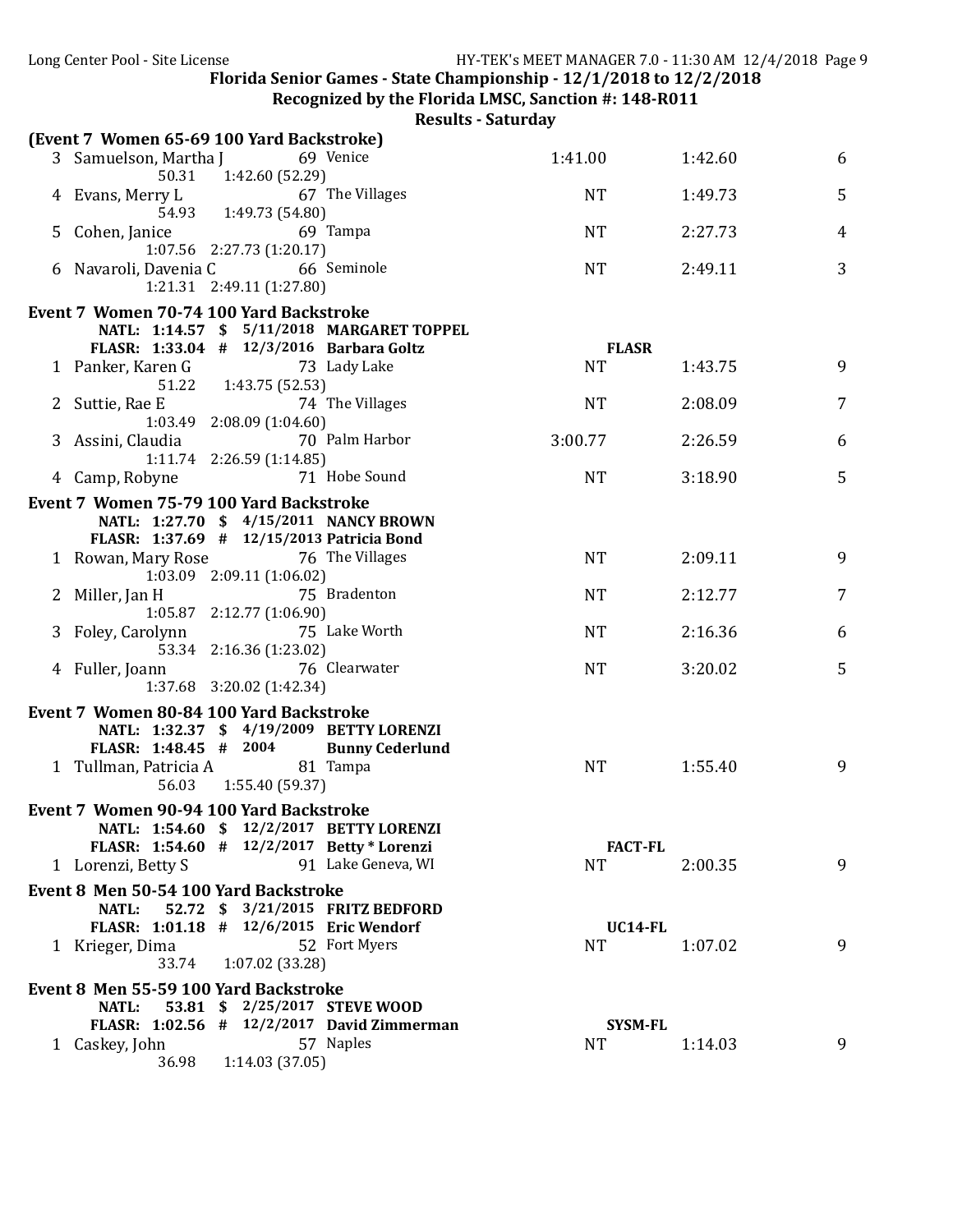## Florida Senior Games - State Championship - 12/1/2018 to 12/2/2018

### Recognized by the Florida LMSC, Sanction #: 148-R011

### Results - Saturday

**(Event 7 Women 65-69 100 Yard Backstroke)**

| | Name | Age | Team | Seed Time | Finals Time | Points |
|---|---|---|---|---|---|---|
| 3 | Samuelson, Martha J | 69 | Venice | 1:41.00 | 1:42.60 | 6 |
| | 50.31 1:42.60 (52.29) | | | | | |
| 4 | Evans, Merry L | 67 | The Villages | NT | 1:49.73 | 5 |
| | 54.93 1:49.73 (54.80) | | | | | |
| 5 | Cohen, Janice | 69 | Tampa | NT | 2:27.73 | 4 |
| | 1:07.56 2:27.73 (1:20.17) | | | | | |
| 6 | Navaroli, Davenia C | 66 | Seminole | NT | 2:49.11 | 3 |
| | 1:21.31 2:49.11 (1:27.80) | | | | | |

**Event 7 Women 70-74 100 Yard Backstroke**

NATL: 1:14.57 $ 5/11/2018 MARGARET TOPPEL
FLASR: 1:33.04 # 12/3/2016 Barbara Goltz — FLASR

| | Name | Age | Team | Seed Time | Finals Time | Points |
|---|---|---|---|---|---|---|
| 1 | Panker, Karen G | 73 | Lady Lake | NT | 1:43.75 | 9 |
| | 51.22 1:43.75 (52.53) | | | | | |
| 2 | Suttie, Rae E | 74 | The Villages | NT | 2:08.09 | 7 |
| | 1:03.49 2:08.09 (1:04.60) | | | | | |
| 3 | Assini, Claudia | 70 | Palm Harbor | 3:00.77 | 2:26.59 | 6 |
| | 1:11.74 2:26.59 (1:14.85) | | | | | |
| 4 | Camp, Robyne | 71 | Hobe Sound | NT | 3:18.90 | 5 |

**Event 7 Women 75-79 100 Yard Backstroke**

NATL: 1:27.70 $ 4/15/2011 NANCY BROWN
FLASR: 1:37.69 # 12/15/2013 Patricia Bond

| | Name | Age | Team | Seed Time | Finals Time | Points |
|---|---|---|---|---|---|---|
| 1 | Rowan, Mary Rose | 76 | The Villages | NT | 2:09.11 | 9 |
| | 1:03.09 2:09.11 (1:06.02) | | | | | |
| 2 | Miller, Jan H | 75 | Bradenton | NT | 2:12.77 | 7 |
| | 1:05.87 2:12.77 (1:06.90) | | | | | |
| 3 | Foley, Carolynn | 75 | Lake Worth | NT | 2:16.36 | 6 |
| | 53.34 2:16.36 (1:23.02) | | | | | |
| 4 | Fuller, Joann | 76 | Clearwater | NT | 3:20.02 | 5 |
| | 1:37.68 3:20.02 (1:42.34) | | | | | |

**Event 7 Women 80-84 100 Yard Backstroke**

NATL: 1:32.37 $ 4/19/2009 BETTY LORENZI
FLASR: 1:48.45 # 2004 Bunny Cederlund

| | Name | Age | Team | Seed Time | Finals Time | Points |
|---|---|---|---|---|---|---|
| 1 | Tullman, Patricia A | 81 | Tampa | NT | 1:55.40 | 9 |
| | 56.03 1:55.40 (59.37) | | | | | |

**Event 7 Women 90-94 100 Yard Backstroke**

NATL: 1:54.60 $ 12/2/2017 BETTY LORENZI
FLASR: 1:54.60 # 12/2/2017 Betty * Lorenzi — FACT-FL

| | Name | Age | Team | Seed Time | Finals Time | Points |
|---|---|---|---|---|---|---|
| 1 | Lorenzi, Betty S | 91 | Lake Geneva, WI | NT | 2:00.35 | 9 |

**Event 8 Men 50-54 100 Yard Backstroke**

NATL: 52.72 $ 3/21/2015 FRITZ BEDFORD
FLASR: 1:01.18 # 12/6/2015 Eric Wendorf — UC14-FL

| | Name | Age | Team | Seed Time | Finals Time | Points |
|---|---|---|---|---|---|---|
| 1 | Krieger, Dima | 52 | Fort Myers | NT | 1:07.02 | 9 |
| | 33.74 1:07.02 (33.28) | | | | | |

**Event 8 Men 55-59 100 Yard Backstroke**

NATL: 53.81 $ 2/25/2017 STEVE WOOD
FLASR: 1:02.56 # 12/2/2017 David Zimmerman — SYSM-FL

| | Name | Age | Team | Seed Time | Finals Time | Points |
|---|---|---|---|---|---|---|
| 1 | Caskey, John | 57 | Naples | NT | 1:14.03 | 9 |
| | 36.98 1:14.03 (37.05) | | | | | |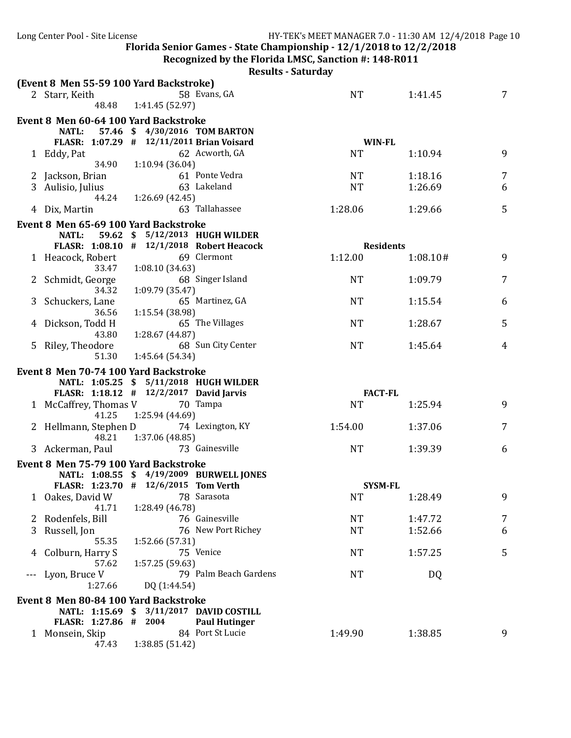**Florida Senior Games - State Championship - 12/1/2018 to 12/2/2018**

**Recognized by the Florida LMSC, Sanction #: 148-R011**

**Results - Saturday**

**(Event 8 Men 55-59 100 Yard Backstroke)**

| | Name | Age | Team | Seed Time | Finals Time | Points |
|---|---|---|---|---|---|---|
| 2 | Starr, Keith | 58 | Evans, GA | NT | 1:41.45 | 7 |
| | 48.48 | 1:41.45 (52.97) | | | | |

**Event 8 Men 60-64 100 Yard Backstroke**

NATL: 57.46 $ 4/30/2016 TOM BARTON

FLASR: 1:07.29 # 12/11/2011 Brian Voisard WIN-FL

| | Name | Age | Team | Seed Time | Finals Time | Points |
|---|---|---|---|---|---|---|
| 1 | Eddy, Pat | 62 | Acworth, GA | NT | 1:10.94 | 9 |
| | 34.90 | 1:10.94 (36.04) | | | | |
| 2 | Jackson, Brian | 61 | Ponte Vedra | NT | 1:18.16 | 7 |
| 3 | Aulisio, Julius | 63 | Lakeland | NT | 1:26.69 | 6 |
| | 44.24 | 1:26.69 (42.45) | | | | |
| 4 | Dix, Martin | 63 | Tallahassee | 1:28.06 | 1:29.66 | 5 |

**Event 8 Men 65-69 100 Yard Backstroke**

NATL: 59.62 $ 5/12/2013 HUGH WILDER

FLASR: 1:08.10 # 12/1/2018 Robert Heacock Residents

| | Name | Age | Team | Seed Time | Finals Time | Points |
|---|---|---|---|---|---|---|
| 1 | Heacock, Robert | 69 | Clermont | 1:12.00 | 1:08.10# | 9 |
| | 33.47 | 1:08.10 (34.63) | | | | |
| 2 | Schmidt, George | 68 | Singer Island | NT | 1:09.79 | 7 |
| | 34.32 | 1:09.79 (35.47) | | | | |
| 3 | Schuckers, Lane | 65 | Martinez, GA | NT | 1:15.54 | 6 |
| | 36.56 | 1:15.54 (38.98) | | | | |
| 4 | Dickson, Todd H | 65 | The Villages | NT | 1:28.67 | 5 |
| | 43.80 | 1:28.67 (44.87) | | | | |
| 5 | Riley, Theodore | 68 | Sun City Center | NT | 1:45.64 | 4 |
| | 51.30 | 1:45.64 (54.34) | | | | |

**Event 8 Men 70-74 100 Yard Backstroke**

NATL: 1:05.25 $ 5/11/2018 HUGH WILDER

FLASR: 1:18.12 # 12/2/2017 David Jarvis FACT-FL

| | Name | Age | Team | Seed Time | Finals Time | Points |
|---|---|---|---|---|---|---|
| 1 | McCaffrey, Thomas V | 70 | Tampa | NT | 1:25.94 | 9 |
| | 41.25 | 1:25.94 (44.69) | | | | |
| 2 | Hellmann, Stephen D | 74 | Lexington, KY | 1:54.00 | 1:37.06 | 7 |
| | 48.21 | 1:37.06 (48.85) | | | | |
| 3 | Ackerman, Paul | 73 | Gainesville | NT | 1:39.39 | 6 |

**Event 8 Men 75-79 100 Yard Backstroke**

NATL: 1:08.55 $ 4/19/2009 BURWELL JONES

FLASR: 1:23.70 # 12/6/2015 Tom Verth SYSM-FL

| | Name | Age | Team | Seed Time | Finals Time | Points |
|---|---|---|---|---|---|---|
| 1 | Oakes, David W | 78 | Sarasota | NT | 1:28.49 | 9 |
| | 41.71 | 1:28.49 (46.78) | | | | |
| 2 | Rodenfels, Bill | 76 | Gainesville | NT | 1:47.72 | 7 |
| 3 | Russell, Jon | 76 | New Port Richey | NT | 1:52.66 | 6 |
| | 55.35 | 1:52.66 (57.31) | | | | |
| 4 | Colburn, Harry S | 75 | Venice | NT | 1:57.25 | 5 |
| | 57.62 | 1:57.25 (59.63) | | | | |
| --- | Lyon, Bruce V | 79 | Palm Beach Gardens | NT | DQ | |
| | 1:27.66 | DQ (1:44.54) | | | | |

**Event 8 Men 80-84 100 Yard Backstroke**

NATL: 1:15.69 $ 3/11/2017 DAVID COSTILL

FLASR: 1:27.86 # 2004 Paul Hutinger

| | Name | Age | Team | Seed Time | Finals Time | Points |
|---|---|---|---|---|---|---|
| 1 | Monsein, Skip | 84 | Port St Lucie | 1:49.90 | 1:38.85 | 9 |
| | 47.43 | 1:38.85 (51.42) | | | | |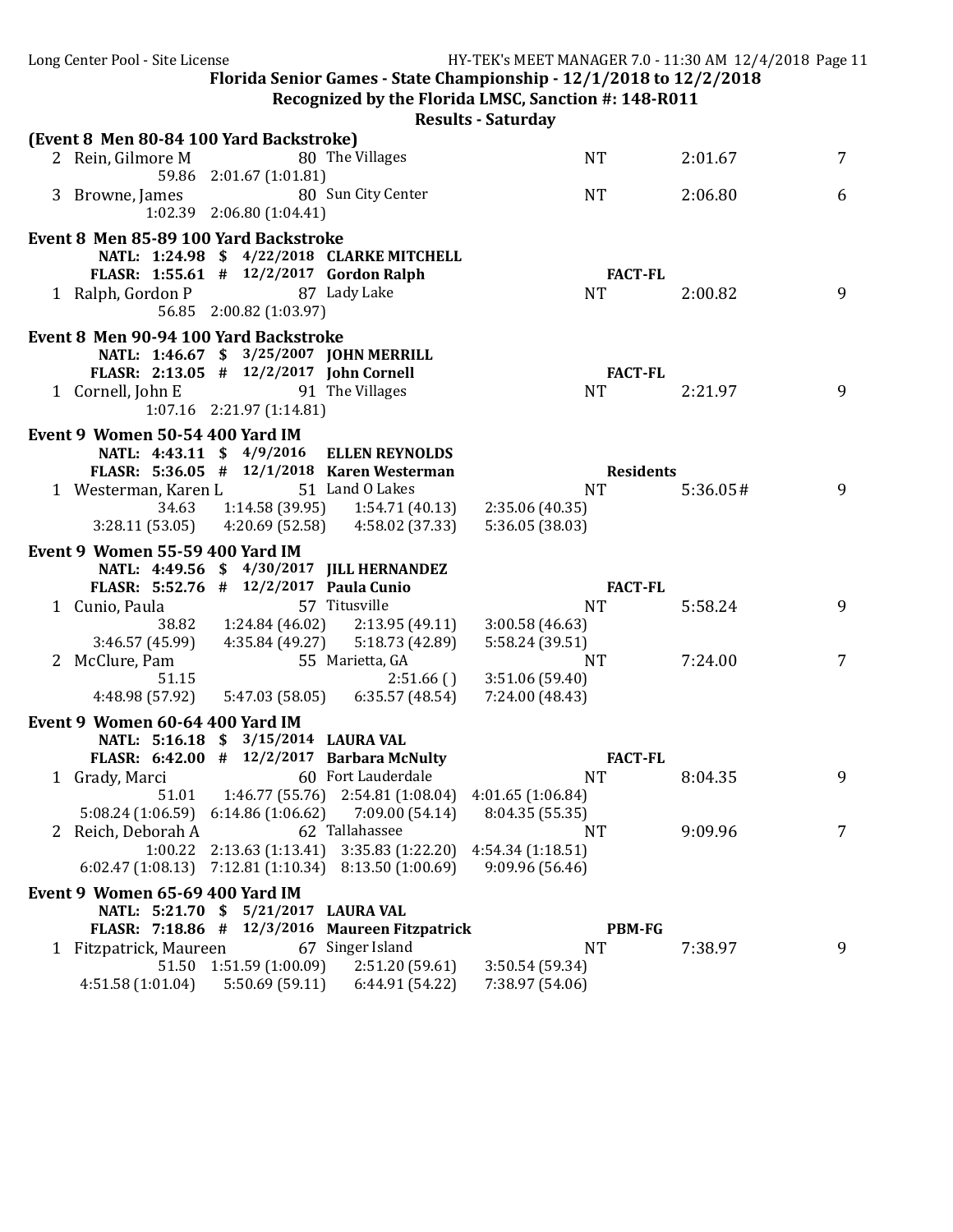**Florida Senior Games - State Championship - 12/1/2018 to 12/2/2018**

**Recognized by the Florida LMSC, Sanction #: 148-R011**

**Results - Saturday**

### (Event 8 Men 80-84 100 Yard Backstroke)

```
  2 Rein, Gilmore M              80 The Villages                NT        2:01.67      7
        59.86  2:01.67 (1:01.81)
  3 Browne, James                80 Sun City Center             NT        2:06.80      6
      1:02.39  2:06.80 (1:04.41)
```

### Event 8 Men 85-89 100 Yard Backstroke

```
      NATL:  1:24.98  $  4/22/2018  CLARKE MITCHELL
      FLASR: 1:55.61  #  12/2/2017  Gordon Ralph                FACT-FL
  1 Ralph, Gordon P              87 Lady Lake                   NT        2:00.82      9
        56.85  2:00.82 (1:03.97)
```

### Event 8 Men 90-94 100 Yard Backstroke

```
      NATL:  1:46.67  $  3/25/2007  JOHN MERRILL
      FLASR: 2:13.05  #  12/2/2017  John Cornell                FACT-FL
  1 Cornell, John E              91 The Villages                NT        2:21.97      9
      1:07.16  2:21.97 (1:14.81)
```

### Event 9 Women 50-54 400 Yard IM

```
      NATL:  4:43.11  $  4/9/2016   ELLEN REYNOLDS
      FLASR: 5:36.05  #  12/1/2018  Karen Westerman             Residents
  1 Westerman, Karen L           51 Land O Lakes                NT        5:36.05#     9
          34.63  1:14.58 (39.95)  1:54.71 (40.13)  2:35.06 (40.35)
  3:28.11 (53.05)  4:20.69 (52.58)  4:58.02 (37.33)  5:36.05 (38.03)
```

### Event 9 Women 55-59 400 Yard IM

```
      NATL:  4:49.56  $  4/30/2017  JILL HERNANDEZ
      FLASR: 5:52.76  #  12/2/2017  Paula Cunio                 FACT-FL
  1 Cunio, Paula                 57 Titusville                  NT        5:58.24      9
          38.82  1:24.84 (46.02)  2:13.95 (49.11)  3:00.58 (46.63)
  3:46.57 (45.99)  4:35.84 (49.27)  5:18.73 (42.89)  5:58.24 (39.51)
  2 McClure, Pam                 55 Marietta, GA                NT        7:24.00      7
          51.15                   2:51.66 ()       3:51.06 (59.40)
  4:48.98 (57.92)  5:47.03 (58.05)  6:35.57 (48.54)  7:24.00 (48.43)
```

### Event 9 Women 60-64 400 Yard IM

```
      NATL:  5:16.18  $  3/15/2014  LAURA VAL
      FLASR: 6:42.00  #  12/2/2017  Barbara McNulty             FACT-FL
  1 Grady, Marci                 60 Fort Lauderdale             NT        8:04.35      9
            51.01  1:46.77 (55.76)  2:54.81 (1:08.04)  4:01.65 (1:06.84)
  5:08.24 (1:06.59)  6:14.86 (1:06.62)  7:09.00 (54.14)  8:04.35 (55.35)
  2 Reich, Deborah A             62 Tallahassee                 NT        9:09.96      7
          1:00.22  2:13.63 (1:13.41)  3:35.83 (1:22.20)  4:54.34 (1:18.51)
  6:02.47 (1:08.13)  7:12.81 (1:10.34)  8:13.50 (1:00.69)  9:09.96 (56.46)
```

### Event 9 Women 65-69 400 Yard IM

```
      NATL:  5:21.70  $  5/21/2017  LAURA VAL
      FLASR: 7:18.86  #  12/3/2016  Maureen Fitzpatrick         PBM-FG
  1 Fitzpatrick, Maureen         67 Singer Island               NT        7:38.97      9
            51.50  1:51.59 (1:00.09)  2:51.20 (59.61)  3:50.54 (59.34)
  4:51.58 (1:01.04)  5:50.69 (59.11)  6:44.91 (54.22)  7:38.97 (54.06)
```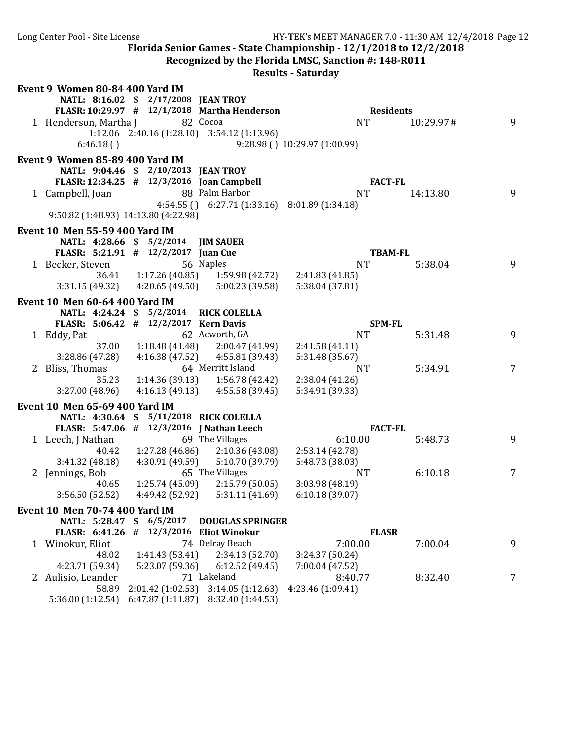## Florida Senior Games - State Championship - 12/1/2018 to 12/2/2018

### Recognized by the Florida LMSC, Sanction #: 148-R011

### Results - Saturday

**Event 9 Women 80-84 400 Yard IM**

NATL: 8:16.02 $ 2/17/2008 JEAN TROY
FLASR: 10:29.97 # 12/1/2018 Martha Henderson Residents

| Place | Name | Age | Team | Seed Time | Finals Time | Points |
|---|---|---|---|---|---|---|
| 1 | Henderson, Martha J | 82 | Cocoa | NT | 10:29.97# | 9 |

1:12.06 2:40.16 (1:28.10) 3:54.12 (1:13.96)
6:46.18 ( ) 9:28.98 ( ) 10:29.97 (1:00.99)

**Event 9 Women 85-89 400 Yard IM**

NATL: 9:04.46 $ 2/10/2013 JEAN TROY
FLASR: 12:34.25 # 12/3/2016 Joan Campbell FACT-FL

| Place | Name | Age | Team | Seed Time | Finals Time | Points |
|---|---|---|---|---|---|---|
| 1 | Campbell, Joan | 88 | Palm Harbor | NT | 14:13.80 | 9 |

4:54.55 ( ) 6:27.71 (1:33.16) 8:01.89 (1:34.18)
9:50.82 (1:48.93) 14:13.80 (4:22.98)

**Event 10 Men 55-59 400 Yard IM**

NATL: 4:28.66 $ 5/2/2014 JIM SAUER
FLASR: 5:21.91 # 12/2/2017 Juan Cue TBAM-FL

| Place | Name | Age | Team | Seed Time | Finals Time | Points |
|---|---|---|---|---|---|---|
| 1 | Becker, Steven | 56 | Naples | NT | 5:38.04 | 9 |

36.41 1:17.26 (40.85) 1:59.98 (42.72) 2:41.83 (41.85)
3:31.15 (49.32) 4:20.65 (49.50) 5:00.23 (39.58) 5:38.04 (37.81)

**Event 10 Men 60-64 400 Yard IM**

NATL: 4:24.24 $ 5/2/2014 RICK COLELLA
FLASR: 5:06.42 # 12/2/2017 Kern Davis SPM-FL

| Place | Name | Age | Team | Seed Time | Finals Time | Points |
|---|---|---|---|---|---|---|
| 1 | Eddy, Pat | 62 | Acworth, GA | NT | 5:31.48 | 9 |
| 2 | Bliss, Thomas | 64 | Merritt Island | NT | 5:34.91 | 7 |

Eddy, Pat: 37.00 1:18.48 (41.48) 2:00.47 (41.99) 2:41.58 (41.11)
3:28.86 (47.28) 4:16.38 (47.52) 4:55.81 (39.43) 5:31.48 (35.67)

Bliss, Thomas: 35.23 1:14.36 (39.13) 1:56.78 (42.42) 2:38.04 (41.26)
3:27.00 (48.96) 4:16.13 (49.13) 4:55.58 (39.45) 5:34.91 (39.33)

**Event 10 Men 65-69 400 Yard IM**

NATL: 4:30.64 $ 5/11/2018 RICK COLELLA
FLASR: 5:47.06 # 12/3/2016 J Nathan Leech FACT-FL

| Place | Name | Age | Team | Seed Time | Finals Time | Points |
|---|---|---|---|---|---|---|
| 1 | Leech, J Nathan | 69 | The Villages | 6:10.00 | 5:48.73 | 9 |
| 2 | Jennings, Bob | 65 | The Villages | NT | 6:10.18 | 7 |

Leech, J Nathan: 40.42 1:27.28 (46.86) 2:10.36 (43.08) 2:53.14 (42.78)
3:41.32 (48.18) 4:30.91 (49.59) 5:10.70 (39.79) 5:48.73 (38.03)

Jennings, Bob: 40.65 1:25.74 (45.09) 2:15.79 (50.05) 3:03.98 (48.19)
3:56.50 (52.52) 4:49.42 (52.92) 5:31.11 (41.69) 6:10.18 (39.07)

**Event 10 Men 70-74 400 Yard IM**

NATL: 5:28.47 $ 6/5/2017 DOUGLAS SPRINGER
FLASR: 6:41.26 # 12/3/2016 Eliot Winokur FLASR

| Place | Name | Age | Team | Seed Time | Finals Time | Points |
|---|---|---|---|---|---|---|
| 1 | Winokur, Eliot | 74 | Delray Beach | 7:00.00 | 7:00.04 | 9 |
| 2 | Aulisio, Leander | 71 | Lakeland | 8:40.77 | 8:32.40 | 7 |

Winokur, Eliot: 48.02 1:41.43 (53.41) 2:34.13 (52.70) 3:24.37 (50.24)
4:23.71 (59.34) 5:23.07 (59.36) 6:12.52 (49.45) 7:00.04 (47.52)

Aulisio, Leander: 58.89 2:01.42 (1:02.53) 3:14.05 (1:12.63) 4:23.46 (1:09.41)
5:36.00 (1:12.54) 6:47.87 (1:11.87) 8:32.40 (1:44.53)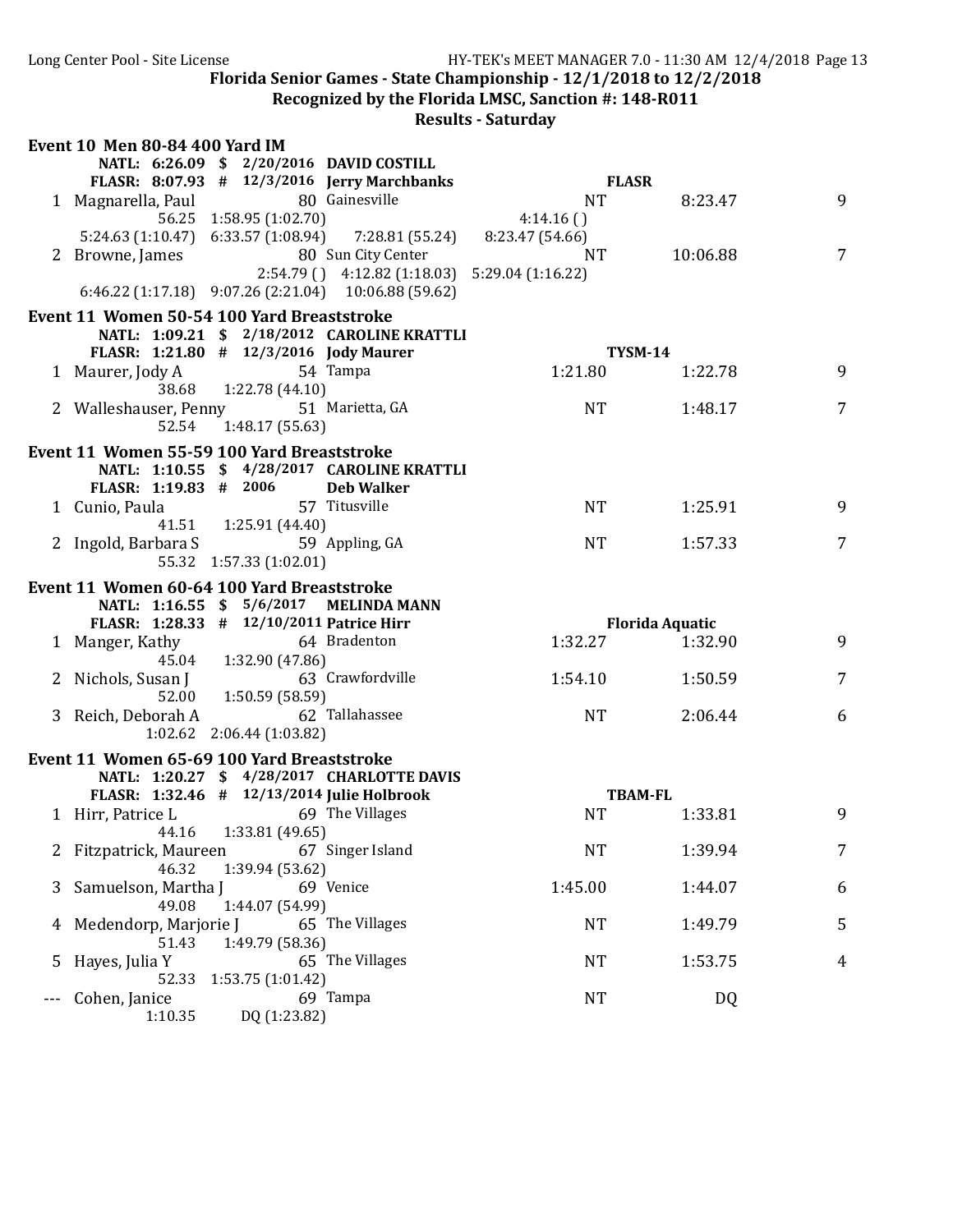Florida Senior Games - State Championship - 12/1/2018 to 12/2/2018

Recognized by the Florida LMSC, Sanction #: 148-R011

Results - Saturday

## Event 10 Men 80-84 400 Yard IM

NATL: 6:26.09 $ 2/20/2016 DAVID COSTILL

FLASR: 8:07.93 # 12/3/2016 Jerry Marchbanks FLASR

| Place | Name | Age | Team | Seed Time | Finals Time | Points |
|---|---|---|---|---|---|---|
| 1 | Magnarella, Paul | 80 | Gainesville | NT | 8:23.47 | 9 |
| | 56.25 1:58.95 (1:02.70) 4:14.16 ( ) 5:24.63 (1:10.47) 6:33.57 (1:08.94) 7:28.81 (55.24) 8:23.47 (54.66) | | | | | |
| 2 | Browne, James | 80 | Sun City Center | NT | 10:06.88 | 7 |
| | 2:54.79 ( ) 4:12.82 (1:18.03) 5:29.04 (1:16.22) 6:46.22 (1:17.18) 9:07.26 (2:21.04) 10:06.88 (59.62) | | | | | |

## Event 11 Women 50-54 100 Yard Breaststroke

NATL: 1:09.21 $ 2/18/2012 CAROLINE KRATTLI

FLASR: 1:21.80 # 12/3/2016 Jody Maurer TYSM-14

| Place | Name | Age | Team | Seed Time | Finals Time | Points |
|---|---|---|---|---|---|---|
| 1 | Maurer, Jody A | 54 | Tampa | 1:21.80 | 1:22.78 | 9 |
| | 38.68 1:22.78 (44.10) | | | | | |
| 2 | Walleshauser, Penny | 51 | Marietta, GA | NT | 1:48.17 | 7 |
| | 52.54 1:48.17 (55.63) | | | | | |

## Event 11 Women 55-59 100 Yard Breaststroke

NATL: 1:10.55 $ 4/28/2017 CAROLINE KRATTLI

FLASR: 1:19.83 # 2006 Deb Walker

| Place | Name | Age | Team | Seed Time | Finals Time | Points |
|---|---|---|---|---|---|---|
| 1 | Cunio, Paula | 57 | Titusville | NT | 1:25.91 | 9 |
| | 41.51 1:25.91 (44.40) | | | | | |
| 2 | Ingold, Barbara S | 59 | Appling, GA | NT | 1:57.33 | 7 |
| | 55.32 1:57.33 (1:02.01) | | | | | |

## Event 11 Women 60-64 100 Yard Breaststroke

NATL: 1:16.55 $ 5/6/2017 MELINDA MANN

FLASR: 1:28.33 # 12/10/2011 Patrice Hirr Florida Aquatic

| Place | Name | Age | Team | Seed Time | Finals Time | Points |
|---|---|---|---|---|---|---|
| 1 | Manger, Kathy | 64 | Bradenton | 1:32.27 | 1:32.90 | 9 |
| | 45.04 1:32.90 (47.86) | | | | | |
| 2 | Nichols, Susan J | 63 | Crawfordville | 1:54.10 | 1:50.59 | 7 |
| | 52.00 1:50.59 (58.59) | | | | | |
| 3 | Reich, Deborah A | 62 | Tallahassee | NT | 2:06.44 | 6 |
| | 1:02.62 2:06.44 (1:03.82) | | | | | |

## Event 11 Women 65-69 100 Yard Breaststroke

NATL: 1:20.27 $ 4/28/2017 CHARLOTTE DAVIS

FLASR: 1:32.46 # 12/13/2014 Julie Holbrook TBAM-FL

| Place | Name | Age | Team | Seed Time | Finals Time | Points |
|---|---|---|---|---|---|---|
| 1 | Hirr, Patrice L | 69 | The Villages | NT | 1:33.81 | 9 |
| | 44.16 1:33.81 (49.65) | | | | | |
| 2 | Fitzpatrick, Maureen | 67 | Singer Island | NT | 1:39.94 | 7 |
| | 46.32 1:39.94 (53.62) | | | | | |
| 3 | Samuelson, Martha J | 69 | Venice | 1:45.00 | 1:44.07 | 6 |
| | 49.08 1:44.07 (54.99) | | | | | |
| 4 | Medendorp, Marjorie J | 65 | The Villages | NT | 1:49.79 | 5 |
| | 51.43 1:49.79 (58.36) | | | | | |
| 5 | Hayes, Julia Y | 65 | The Villages | NT | 1:53.75 | 4 |
| | 52.33 1:53.75 (1:01.42) | | | | | |
| --- | Cohen, Janice | 69 | Tampa | NT | DQ | |
| | 1:10.35 DQ (1:23.82) | | | | | |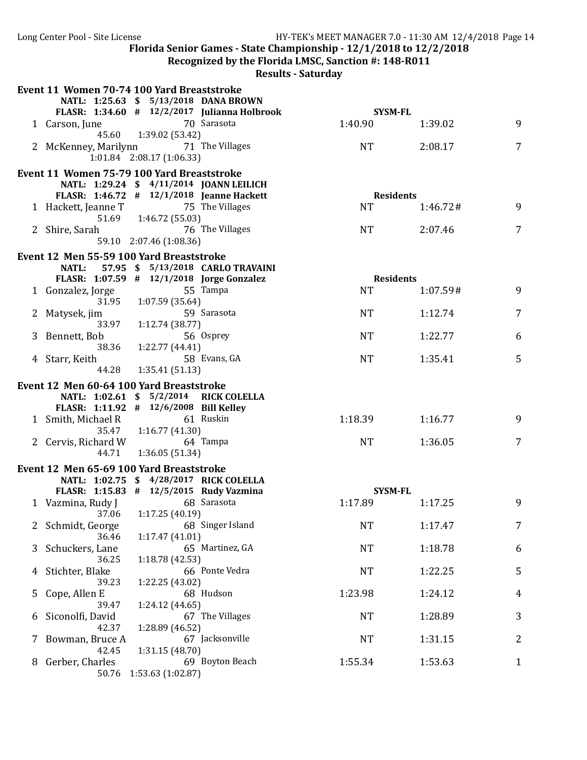## Florida Senior Games - State Championship - 12/1/2018 to 12/2/2018

### Recognized by the Florida LMSC, Sanction #: 148-R011

### Results - Saturday

**Event 11 Women 70-74 100 Yard Breaststroke**

**NATL: 1:25.63 $ 5/13/2018 DANA BROWN**

**FLASR: 1:34.60 # 12/2/2017 Julianna Holbrook SYSM-FL**

| Place | Name | Age | Team | Seed Time | Finals Time | Points |
|---|---|---|---|---|---|---|
| 1 | Carson, June | 70 | Sarasota | 1:40.90 | 1:39.02 | 9 |
| | 45.60 1:39.02 (53.42) | | | | | |
| 2 | McKenney, Marilynn | 71 | The Villages | NT | 2:08.17 | 7 |
| | 1:01.84 2:08.17 (1:06.33) | | | | | |

**Event 11 Women 75-79 100 Yard Breaststroke**

**NATL: 1:29.24 $ 4/11/2014 JOANN LEILICH**

**FLASR: 1:46.72 # 12/1/2018 Jeanne Hackett Residents**

| Place | Name | Age | Team | Seed Time | Finals Time | Points |
|---|---|---|---|---|---|---|
| 1 | Hackett, Jeanne T | 75 | The Villages | NT | 1:46.72# | 9 |
| | 51.69 1:46.72 (55.03) | | | | | |
| 2 | Shire, Sarah | 76 | The Villages | NT | 2:07.46 | 7 |
| | 59.10 2:07.46 (1:08.36) | | | | | |

**Event 12 Men 55-59 100 Yard Breaststroke**

**NATL: 57.95 $ 5/13/2018 CARLO TRAVAINI**

**FLASR: 1:07.59 # 12/1/2018 Jorge Gonzalez Residents**

| Place | Name | Age | Team | Seed Time | Finals Time | Points |
|---|---|---|---|---|---|---|
| 1 | Gonzalez, Jorge | 55 | Tampa | NT | 1:07.59# | 9 |
| | 31.95 1:07.59 (35.64) | | | | | |
| 2 | Matysek, jim | 59 | Sarasota | NT | 1:12.74 | 7 |
| | 33.97 1:12.74 (38.77) | | | | | |
| 3 | Bennett, Bob | 56 | Osprey | NT | 1:22.77 | 6 |
| | 38.36 1:22.77 (44.41) | | | | | |
| 4 | Starr, Keith | 58 | Evans, GA | NT | 1:35.41 | 5 |
| | 44.28 1:35.41 (51.13) | | | | | |

**Event 12 Men 60-64 100 Yard Breaststroke**

**NATL: 1:02.61 $ 5/2/2014 RICK COLELLA**

**FLASR: 1:11.92 # 12/6/2008 Bill Kelley**

| Place | Name | Age | Team | Seed Time | Finals Time | Points |
|---|---|---|---|---|---|---|
| 1 | Smith, Michael R | 61 | Ruskin | 1:18.39 | 1:16.77 | 9 |
| | 35.47 1:16.77 (41.30) | | | | | |
| 2 | Cervis, Richard W | 64 | Tampa | NT | 1:36.05 | 7 |
| | 44.71 1:36.05 (51.34) | | | | | |

**Event 12 Men 65-69 100 Yard Breaststroke**

**NATL: 1:02.75 $ 4/28/2017 RICK COLELLA**

**FLASR: 1:15.83 # 12/5/2015 Rudy Vazmina SYSM-FL**

| Place | Name | Age | Team | Seed Time | Finals Time | Points |
|---|---|---|---|---|---|---|
| 1 | Vazmina, Rudy J | 68 | Sarasota | 1:17.89 | 1:17.25 | 9 |
| | 37.06 1:17.25 (40.19) | | | | | |
| 2 | Schmidt, George | 68 | Singer Island | NT | 1:17.47 | 7 |
| | 36.46 1:17.47 (41.01) | | | | | |
| 3 | Schuckers, Lane | 65 | Martinez, GA | NT | 1:18.78 | 6 |
| | 36.25 1:18.78 (42.53) | | | | | |
| 4 | Stichter, Blake | 66 | Ponte Vedra | NT | 1:22.25 | 5 |
| | 39.23 1:22.25 (43.02) | | | | | |
| 5 | Cope, Allen E | 68 | Hudson | 1:23.98 | 1:24.12 | 4 |
| | 39.47 1:24.12 (44.65) | | | | | |
| 6 | Siconolfi, David | 67 | The Villages | NT | 1:28.89 | 3 |
| | 42.37 1:28.89 (46.52) | | | | | |
| 7 | Bowman, Bruce A | 67 | Jacksonville | NT | 1:31.15 | 2 |
| | 42.45 1:31.15 (48.70) | | | | | |
| 8 | Gerber, Charles | 69 | Boyton Beach | 1:55.34 | 1:53.63 | 1 |
| | 50.76 1:53.63 (1:02.87) | | | | | |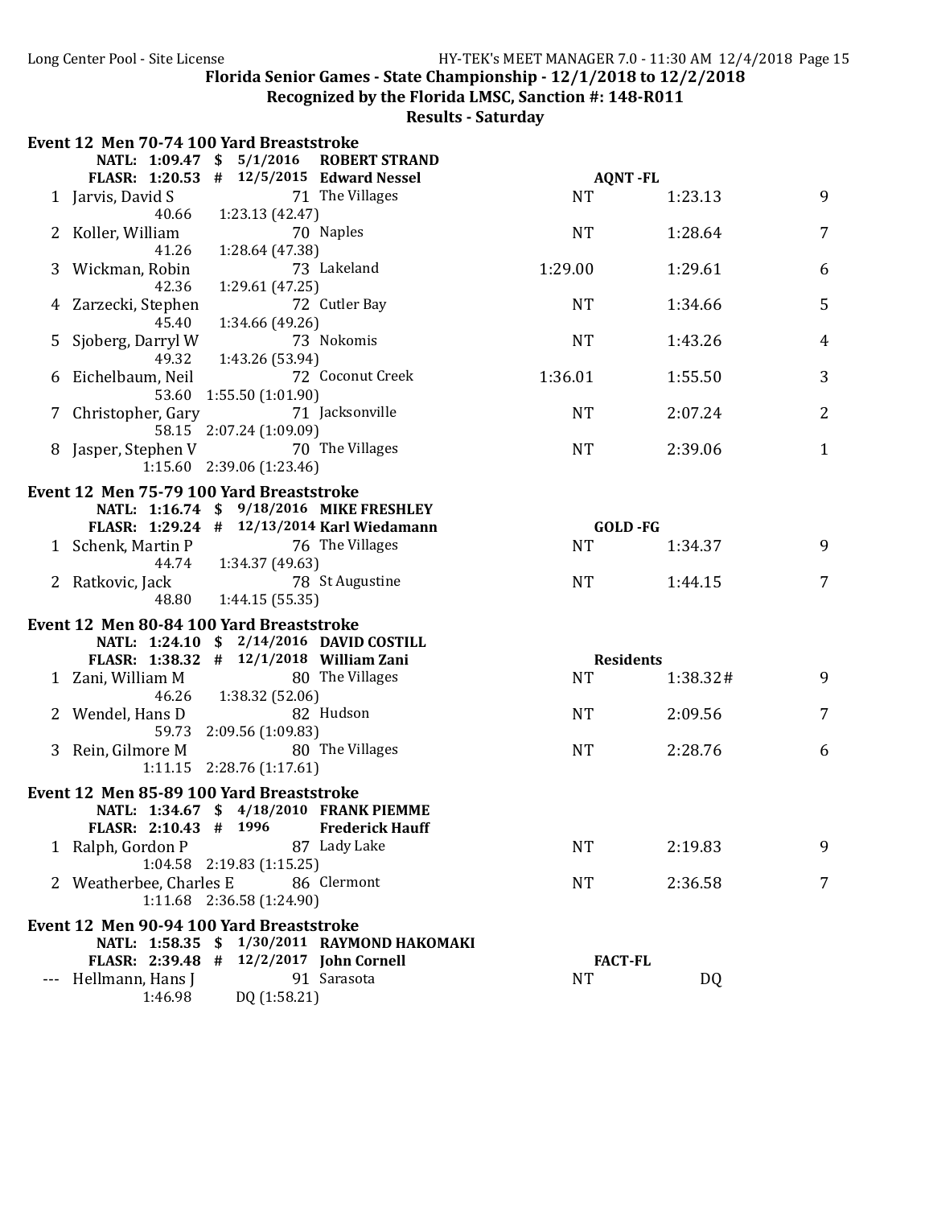Florida Senior Games - State Championship - 12/1/2018 to 12/2/2018
Recognized by the Florida LMSC, Sanction #: 148-R011
Results - Saturday

## Event 12 Men 70-74 100 Yard Breaststroke

NATL: 1:09.47 $ 5/1/2016 ROBERT STRAND
FLASR: 1:20.53 # 12/5/2015 Edward Nessel AQNT -FL

| Place | Name | Age | Team | Seed Time | Finals Time | Points |
|---|---|---|---|---|---|---|
| 1 | Jarvis, David S | 71 | The Villages | NT | 1:23.13 | 9 |
| | 40.66 | 1:23.13 (42.47) | | | | |
| 2 | Koller, William | 70 | Naples | NT | 1:28.64 | 7 |
| | 41.26 | 1:28.64 (47.38) | | | | |
| 3 | Wickman, Robin | 73 | Lakeland | 1:29.00 | 1:29.61 | 6 |
| | 42.36 | 1:29.61 (47.25) | | | | |
| 4 | Zarzecki, Stephen | 72 | Cutler Bay | NT | 1:34.66 | 5 |
| | 45.40 | 1:34.66 (49.26) | | | | |
| 5 | Sjoberg, Darryl W | 73 | Nokomis | NT | 1:43.26 | 4 |
| | 49.32 | 1:43.26 (53.94) | | | | |
| 6 | Eichelbaum, Neil | 72 | Coconut Creek | 1:36.01 | 1:55.50 | 3 |
| | 53.60 | 1:55.50 (1:01.90) | | | | |
| 7 | Christopher, Gary | 71 | Jacksonville | NT | 2:07.24 | 2 |
| | 58.15 | 2:07.24 (1:09.09) | | | | |
| 8 | Jasper, Stephen V | 70 | The Villages | NT | 2:39.06 | 1 |
| | 1:15.60 | 2:39.06 (1:23.46) | | | | |

## Event 12 Men 75-79 100 Yard Breaststroke

NATL: 1:16.74 $ 9/18/2016 MIKE FRESHLEY
FLASR: 1:29.24 # 12/13/2014 Karl Wiedamann GOLD -FG

| Place | Name | Age | Team | Seed Time | Finals Time | Points |
|---|---|---|---|---|---|---|
| 1 | Schenk, Martin P | 76 | The Villages | NT | 1:34.37 | 9 |
| | 44.74 | 1:34.37 (49.63) | | | | |
| 2 | Ratkovic, Jack | 78 | St Augustine | NT | 1:44.15 | 7 |
| | 48.80 | 1:44.15 (55.35) | | | | |

## Event 12 Men 80-84 100 Yard Breaststroke

NATL: 1:24.10 $ 2/14/2016 DAVID COSTILL
FLASR: 1:38.32 # 12/1/2018 William Zani Residents

| Place | Name | Age | Team | Seed Time | Finals Time | Points |
|---|---|---|---|---|---|---|
| 1 | Zani, William M | 80 | The Villages | NT | 1:38.32# | 9 |
| | 46.26 | 1:38.32 (52.06) | | | | |
| 2 | Wendel, Hans D | 82 | Hudson | NT | 2:09.56 | 7 |
| | 59.73 | 2:09.56 (1:09.83) | | | | |
| 3 | Rein, Gilmore M | 80 | The Villages | NT | 2:28.76 | 6 |
| | 1:11.15 | 2:28.76 (1:17.61) | | | | |

## Event 12 Men 85-89 100 Yard Breaststroke

NATL: 1:34.67 $ 4/18/2010 FRANK PIEMME
FLASR: 2:10.43 # 1996 Frederick Hauff

| Place | Name | Age | Team | Seed Time | Finals Time | Points |
|---|---|---|---|---|---|---|
| 1 | Ralph, Gordon P | 87 | Lady Lake | NT | 2:19.83 | 9 |
| | 1:04.58 | 2:19.83 (1:15.25) | | | | |
| 2 | Weatherbee, Charles E | 86 | Clermont | NT | 2:36.58 | 7 |
| | 1:11.68 | 2:36.58 (1:24.90) | | | | |

## Event 12 Men 90-94 100 Yard Breaststroke

NATL: 1:58.35 $ 1/30/2011 RAYMOND HAKOMAKI
FLASR: 2:39.48 # 12/2/2017 John Cornell FACT-FL

| Place | Name | Age | Team | Seed Time | Finals Time | Points |
|---|---|---|---|---|---|---|
| --- | Hellmann, Hans J | 91 | Sarasota | NT | DQ | |
| | 1:46.98 | DQ (1:58.21) | | | | |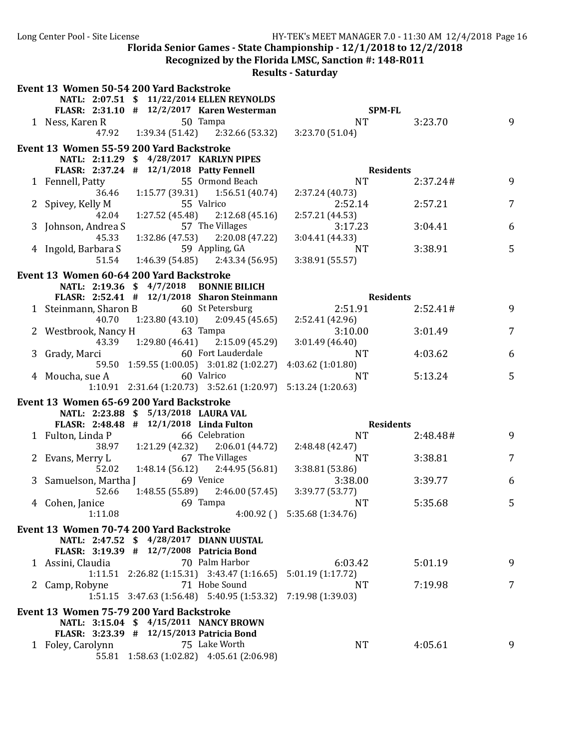## Florida Senior Games - State Championship - 12/1/2018 to 12/2/2018

**Recognized by the Florida LMSC, Sanction #: 148-R011**

**Results - Saturday**

### Event 13 Women 50-54 200 Yard Backstroke

NATL: 2:07.51 $ 11/22/2014 ELLEN REYNOLDS
FLASR: 2:31.10 # 12/2/2017 Karen Westerman

| Place | Name | Age | Team | Seed Time | Finals Time | Points |
|---|---|---|---|---|---|---|
| | | | SPM-FL | | | |
| 1 | Ness, Karen R | 50 | Tampa | NT | 3:23.70 | 9 |
| | 47.92 | 1:39.34 (51.42) | 2:32.66 (53.32) | 3:23.70 (51.04) | | |

### Event 13 Women 55-59 200 Yard Backstroke

NATL: 2:11.29 $ 4/28/2017 KARLYN PIPES
FLASR: 2:37.24 # 12/1/2018 Patty Fennell

| Place | Name | Age | Team | Seed Time | Finals Time | Points |
|---|---|---|---|---|---|---|
| | | | Residents | | | |
| 1 | Fennell, Patty | 55 | Ormond Beach | NT | 2:37.24# | 9 |
| | 36.46 | 1:15.77 (39.31) | 1:56.51 (40.74) | 2:37.24 (40.73) | | |
| 2 | Spivey, Kelly M | 55 | Valrico | 2:52.14 | 2:57.21 | 7 |
| | 42.04 | 1:27.52 (45.48) | 2:12.68 (45.16) | 2:57.21 (44.53) | | |
| 3 | Johnson, Andrea S | 57 | The Villages | 3:17.23 | 3:04.41 | 6 |
| | 45.33 | 1:32.86 (47.53) | 2:20.08 (47.22) | 3:04.41 (44.33) | | |
| 4 | Ingold, Barbara S | 59 | Appling, GA | NT | 3:38.91 | 5 |
| | 51.54 | 1:46.39 (54.85) | 2:43.34 (56.95) | 3:38.91 (55.57) | | |

### Event 13 Women 60-64 200 Yard Backstroke

NATL: 2:19.36 $ 4/7/2018 BONNIE BILICH
FLASR: 2:52.41 # 12/1/2018 Sharon Steinmann

| Place | Name | Age | Team | Seed Time | Finals Time | Points |
|---|---|---|---|---|---|---|
| | | | Residents | | | |
| 1 | Steinmann, Sharon B | 60 | St Petersburg | 2:51.91 | 2:52.41# | 9 |
| | 40.70 | 1:23.80 (43.10) | 2:09.45 (45.65) | 2:52.41 (42.96) | | |
| 2 | Westbrook, Nancy H | 63 | Tampa | 3:10.00 | 3:01.49 | 7 |
| | 43.39 | 1:29.80 (46.41) | 2:15.09 (45.29) | 3:01.49 (46.40) | | |
| 3 | Grady, Marci | 60 | Fort Lauderdale | NT | 4:03.62 | 6 |
| | 59.50 | 1:59.55 (1:00.05) | 3:01.82 (1:02.27) | 4:03.62 (1:01.80) | | |
| 4 | Moucha, sue A | 60 | Valrico | NT | 5:13.24 | 5 |
| | 1:10.91 | 2:31.64 (1:20.73) | 3:52.61 (1:20.97) | 5:13.24 (1:20.63) | | |

### Event 13 Women 65-69 200 Yard Backstroke

NATL: 2:23.88 $ 5/13/2018 LAURA VAL
FLASR: 2:48.48 # 12/1/2018 Linda Fulton

| Place | Name | Age | Team | Seed Time | Finals Time | Points |
|---|---|---|---|---|---|---|
| | | | Residents | | | |
| 1 | Fulton, Linda P | 66 | Celebration | NT | 2:48.48# | 9 |
| | 38.97 | 1:21.29 (42.32) | 2:06.01 (44.72) | 2:48.48 (42.47) | | |
| 2 | Evans, Merry L | 67 | The Villages | NT | 3:38.81 | 7 |
| | 52.02 | 1:48.14 (56.12) | 2:44.95 (56.81) | 3:38.81 (53.86) | | |
| 3 | Samuelson, Martha J | 69 | Venice | 3:38.00 | 3:39.77 | 6 |
| | 52.66 | 1:48.55 (55.89) | 2:46.00 (57.45) | 3:39.77 (53.77) | | |
| 4 | Cohen, Janice | 69 | Tampa | NT | 5:35.68 | 5 |
| | 1:11.08 | | 4:00.92 () | 5:35.68 (1:34.76) | | |

### Event 13 Women 70-74 200 Yard Backstroke

NATL: 2:47.52 $ 4/28/2017 DIANN UUSTAL
FLASR: 3:19.39 # 12/7/2008 Patricia Bond

| Place | Name | Age | Team | Seed Time | Finals Time | Points |
|---|---|---|---|---|---|---|
| 1 | Assini, Claudia | 70 | Palm Harbor | 6:03.42 | 5:01.19 | 9 |
| | 1:11.51 | 2:26.82 (1:15.31) | 3:43.47 (1:16.65) | 5:01.19 (1:17.72) | | |
| 2 | Camp, Robyne | 71 | Hobe Sound | NT | 7:19.98 | 7 |
| | 1:51.15 | 3:47.63 (1:56.48) | 5:40.95 (1:53.32) | 7:19.98 (1:39.03) | | |

### Event 13 Women 75-79 200 Yard Backstroke

NATL: 3:15.04 $ 4/15/2011 NANCY BROWN
FLASR: 3:23.39 # 12/15/2013 Patricia Bond

| Place | Name | Age | Team | Seed Time | Finals Time | Points |
|---|---|---|---|---|---|---|
| 1 | Foley, Carolynn | 75 | Lake Worth | NT | 4:05.61 | 9 |
| | 55.81 | 1:58.63 (1:02.82) | 4:05.61 (2:06.98) | | | |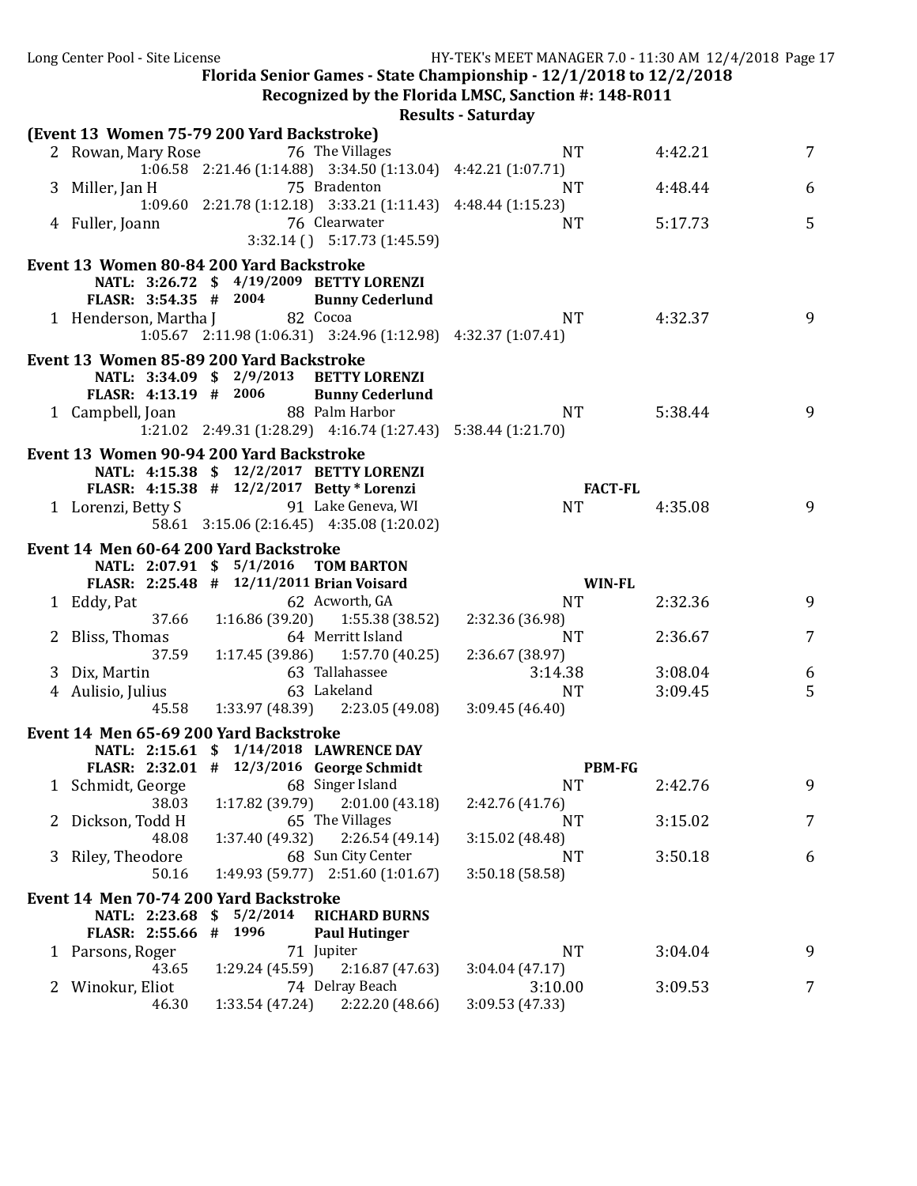**Florida Senior Games - State Championship - 12/1/2018 to 12/2/2018**

**Recognized by the Florida LMSC, Sanction #: 148-R011**

**Results - Saturday**

### (Event 13 Women 75-79 200 Yard Backstroke)

| | Name | Age Team | Seed Time | Finals Time | Points |
|---|---|---|---|---|---|
| 2 | Rowan, Mary Rose | 76 The Villages | NT | 4:42.21 | 7 |
| | 1:06.58  2:21.46 (1:14.88)  3:34.50 (1:13.04)  4:42.21 (1:07.71) | | | | |
| 3 | Miller, Jan H | 75 Bradenton | NT | 4:48.44 | 6 |
| | 1:09.60  2:21.78 (1:12.18)  3:33.21 (1:11.43)  4:48.44 (1:15.23) | | | | |
| 4 | Fuller, Joann | 76 Clearwater | NT | 5:17.73 | 5 |
| | 3:32.14 ( )  5:17.73 (1:45.59) | | | | |

### Event 13 Women 80-84 200 Yard Backstroke

NATL: 3:26.72 $ 4/19/2009 BETTY LORENZI
FLASR: 3:54.35 # 2004 Bunny Cederlund

| | Name | Age Team | Seed Time | Finals Time | Points |
|---|---|---|---|---|---|
| 1 | Henderson, Martha J | 82 Cocoa | NT | 4:32.37 | 9 |
| | 1:05.67  2:11.98 (1:06.31)  3:24.96 (1:12.98)  4:32.37 (1:07.41) | | | | |

### Event 13 Women 85-89 200 Yard Backstroke

NATL: 3:34.09 $ 2/9/2013 BETTY LORENZI
FLASR: 4:13.19 # 2006 Bunny Cederlund

| | Name | Age Team | Seed Time | Finals Time | Points |
|---|---|---|---|---|---|
| 1 | Campbell, Joan | 88 Palm Harbor | NT | 5:38.44 | 9 |
| | 1:21.02  2:49.31 (1:28.29)  4:16.74 (1:27.43)  5:38.44 (1:21.70) | | | | |

### Event 13 Women 90-94 200 Yard Backstroke

NATL: 4:15.38 $ 12/2/2017 BETTY LORENZI
FLASR: 4:15.38 # 12/2/2017 Betty * Lorenzi FACT-FL

| | Name | Age Team | Seed Time | Finals Time | Points |
|---|---|---|---|---|---|
| 1 | Lorenzi, Betty S | 91 Lake Geneva, WI | NT | 4:35.08 | 9 |
| | 58.61  3:15.06 (2:16.45)  4:35.08 (1:20.02) | | | | |

### Event 14 Men 60-64 200 Yard Backstroke

NATL: 2:07.91 $ 5/1/2016 TOM BARTON
FLASR: 2:25.48 # 12/11/2011 Brian Voisard WIN-FL

| | Name | Age Team | Seed Time | Finals Time | Points |
|---|---|---|---|---|---|
| 1 | Eddy, Pat | 62 Acworth, GA | NT | 2:32.36 | 9 |
| | 37.66  1:16.86 (39.20)  1:55.38 (38.52)  2:32.36 (36.98) | | | | |
| 2 | Bliss, Thomas | 64 Merritt Island | NT | 2:36.67 | 7 |
| | 37.59  1:17.45 (39.86)  1:57.70 (40.25)  2:36.67 (38.97) | | | | |
| 3 | Dix, Martin | 63 Tallahassee | 3:14.38 | 3:08.04 | 6 |
| 4 | Aulisio, Julius | 63 Lakeland | NT | 3:09.45 | 5 |
| | 45.58  1:33.97 (48.39)  2:23.05 (49.08)  3:09.45 (46.40) | | | | |

### Event 14 Men 65-69 200 Yard Backstroke

NATL: 2:15.61 $ 1/14/2018 LAWRENCE DAY
FLASR: 2:32.01 # 12/3/2016 George Schmidt PBM-FG

| | Name | Age Team | Seed Time | Finals Time | Points |
|---|---|---|---|---|---|
| 1 | Schmidt, George | 68 Singer Island | NT | 2:42.76 | 9 |
| | 38.03  1:17.82 (39.79)  2:01.00 (43.18)  2:42.76 (41.76) | | | | |
| 2 | Dickson, Todd H | 65 The Villages | NT | 3:15.02 | 7 |
| | 48.08  1:37.40 (49.32)  2:26.54 (49.14)  3:15.02 (48.48) | | | | |
| 3 | Riley, Theodore | 68 Sun City Center | NT | 3:50.18 | 6 |
| | 50.16  1:49.93 (59.77)  2:51.60 (1:01.67)  3:50.18 (58.58) | | | | |

### Event 14 Men 70-74 200 Yard Backstroke

NATL: 2:23.68 $ 5/2/2014 RICHARD BURNS
FLASR: 2:55.66 # 1996 Paul Hutinger

| | Name | Age Team | Seed Time | Finals Time | Points |
|---|---|---|---|---|---|
| 1 | Parsons, Roger | 71 Jupiter | NT | 3:04.04 | 9 |
| | 43.65  1:29.24 (45.59)  2:16.87 (47.63)  3:04.04 (47.17) | | | | |
| 2 | Winokur, Eliot | 74 Delray Beach | 3:10.00 | 3:09.53 | 7 |
| | 46.30  1:33.54 (47.24)  2:22.20 (48.66)  3:09.53 (47.33) | | | | |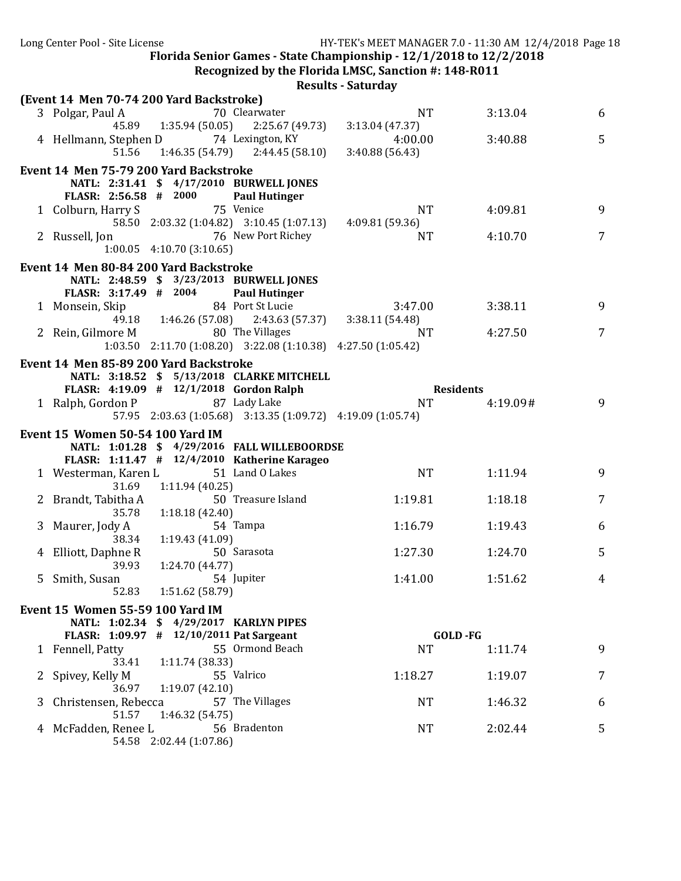Florida Senior Games - State Championship - 12/1/2018 to 12/2/2018

Recognized by the Florida LMSC, Sanction #: 148-R011

Results - Saturday

**(Event 14 Men 70-74 200 Yard Backstroke)**

| Place | Name | Age | Team | Seed Time | Finals Time | Points |
|---|---|---|---|---|---|---|
| 3 | Polgar, Paul A | 70 | Clearwater | NT | 3:13.04 | 6 |
| | 45.89 1:35.94 (50.05) 2:25.67 (49.73) 3:13.04 (47.37) | | | | | |
| 4 | Hellmann, Stephen D | 74 | Lexington, KY | 4:00.00 | 3:40.88 | 5 |
| | 51.56 1:46.35 (54.79) 2:44.45 (58.10) 3:40.88 (56.43) | | | | | |

**Event 14 Men 75-79 200 Yard Backstroke**

NATL: 2:31.41 $ 4/17/2010 BURWELL JONES
FLASR: 2:56.58 # 2000 Paul Hutinger

| Place | Name | Age | Team | Seed Time | Finals Time | Points |
|---|---|---|---|---|---|---|
| 1 | Colburn, Harry S | 75 | Venice | NT | 4:09.81 | 9 |
| | 58.50 2:03.32 (1:04.82) 3:10.45 (1:07.13) 4:09.81 (59.36) | | | | | |
| 2 | Russell, Jon | 76 | New Port Richey | NT | 4:10.70 | 7 |
| | 1:00.05 4:10.70 (3:10.65) | | | | | |

**Event 14 Men 80-84 200 Yard Backstroke**

NATL: 2:48.59 $ 3/23/2013 BURWELL JONES
FLASR: 3:17.49 # 2004 Paul Hutinger

| Place | Name | Age | Team | Seed Time | Finals Time | Points |
|---|---|---|---|---|---|---|
| 1 | Monsein, Skip | 84 | Port St Lucie | 3:47.00 | 3:38.11 | 9 |
| | 49.18 1:46.26 (57.08) 2:43.63 (57.37) 3:38.11 (54.48) | | | | | |
| 2 | Rein, Gilmore M | 80 | The Villages | NT | 4:27.50 | 7 |
| | 1:03.50 2:11.70 (1:08.20) 3:22.08 (1:10.38) 4:27.50 (1:05.42) | | | | | |

**Event 14 Men 85-89 200 Yard Backstroke**

NATL: 3:18.52 $ 5/13/2018 CLARKE MITCHELL
FLASR: 4:19.09 # 12/1/2018 Gordon Ralph — Residents

| Place | Name | Age | Team | Seed Time | Finals Time | Points |
|---|---|---|---|---|---|---|
| 1 | Ralph, Gordon P | 87 | Lady Lake | NT | 4:19.09# | 9 |
| | 57.95 2:03.63 (1:05.68) 3:13.35 (1:09.72) 4:19.09 (1:05.74) | | | | | |

**Event 15 Women 50-54 100 Yard IM**

NATL: 1:01.28 $ 4/29/2016 FALL WILLEBOORDSE
FLASR: 1:11.47 # 12/4/2010 Katherine Karageo

| Place | Name | Age | Team | Seed Time | Finals Time | Points |
|---|---|---|---|---|---|---|
| 1 | Westerman, Karen L | 51 | Land O Lakes | NT | 1:11.94 | 9 |
| | 31.69 1:11.94 (40.25) | | | | | |
| 2 | Brandt, Tabitha A | 50 | Treasure Island | 1:19.81 | 1:18.18 | 7 |
| | 35.78 1:18.18 (42.40) | | | | | |
| 3 | Maurer, Jody A | 54 | Tampa | 1:16.79 | 1:19.43 | 6 |
| | 38.34 1:19.43 (41.09) | | | | | |
| 4 | Elliott, Daphne R | 50 | Sarasota | 1:27.30 | 1:24.70 | 5 |
| | 39.93 1:24.70 (44.77) | | | | | |
| 5 | Smith, Susan | 54 | Jupiter | 1:41.00 | 1:51.62 | 4 |
| | 52.83 1:51.62 (58.79) | | | | | |

**Event 15 Women 55-59 100 Yard IM**

NATL: 1:02.34 $ 4/29/2017 KARLYN PIPES
FLASR: 1:09.97 # 12/10/2011 Pat Sargeant — GOLD -FG

| Place | Name | Age | Team | Seed Time | Finals Time | Points |
|---|---|---|---|---|---|---|
| 1 | Fennell, Patty | 55 | Ormond Beach | NT | 1:11.74 | 9 |
| | 33.41 1:11.74 (38.33) | | | | | |
| 2 | Spivey, Kelly M | 55 | Valrico | 1:18.27 | 1:19.07 | 7 |
| | 36.97 1:19.07 (42.10) | | | | | |
| 3 | Christensen, Rebecca | 57 | The Villages | NT | 1:46.32 | 6 |
| | 51.57 1:46.32 (54.75) | | | | | |
| 4 | McFadden, Renee L | 56 | Bradenton | NT | 2:02.44 | 5 |
| | 54.58 2:02.44 (1:07.86) | | | | | |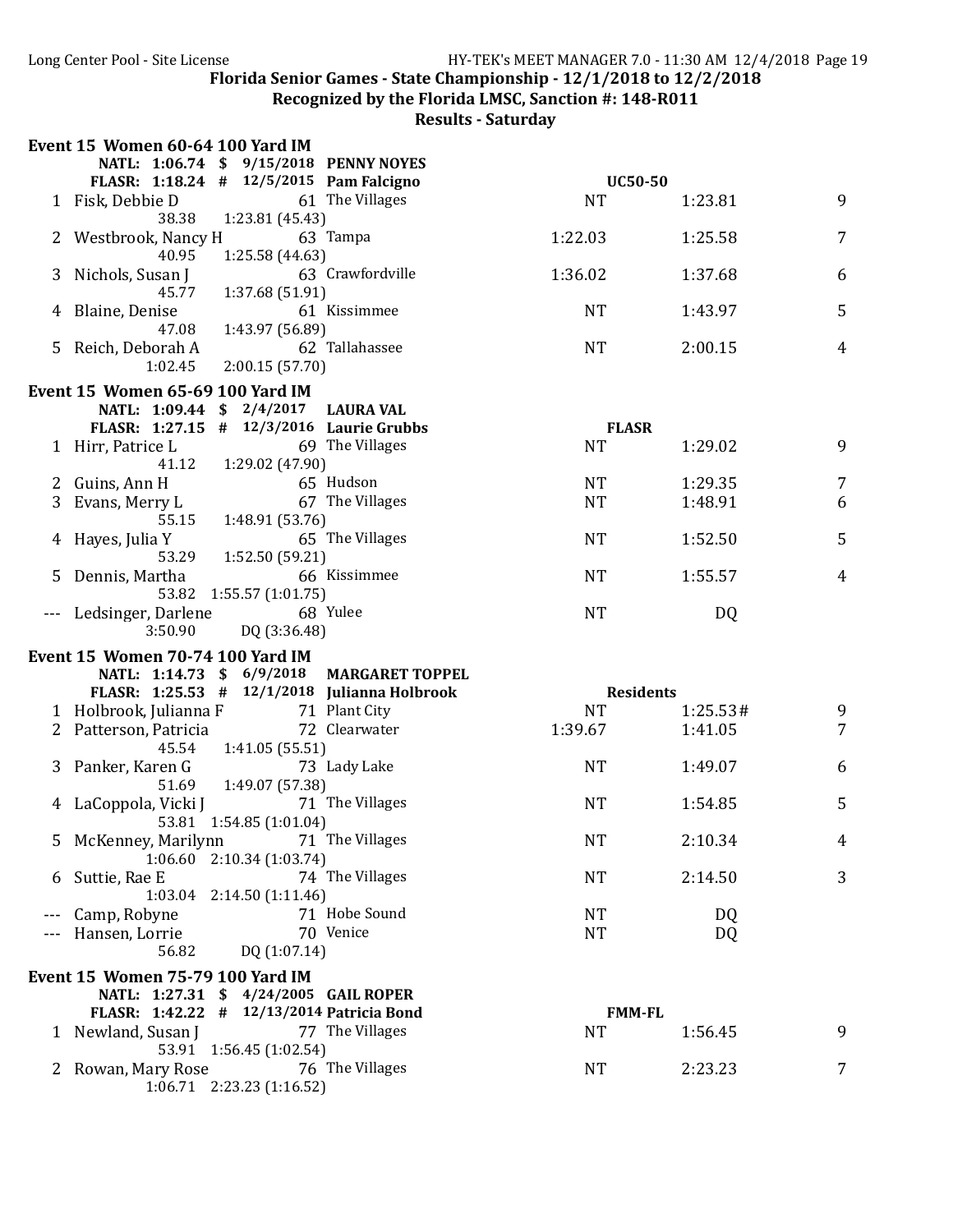## Florida Senior Games - State Championship - 12/1/2018 to 12/2/2018

### Recognized by the Florida LMSC, Sanction #: 148-R011

### Results - Saturday

### Event 15 Women 60-64 100 Yard IM

NATL: 1:06.74 $ 9/15/2018 PENNY NOYES
FLASR: 1:18.24 # 12/5/2015 Pam Falcigno — UC50-50

| Place | Name | Age | Team | Seed Time | Finals Time | Points |
|---|---|---|---|---|---|---|
| 1 | Fisk, Debbie D | 61 | The Villages | NT | 1:23.81 | 9 |
| | 38.38 | 1:23.81 (45.43) | | | | |
| 2 | Westbrook, Nancy H | 63 | Tampa | 1:22.03 | 1:25.58 | 7 |
| | 40.95 | 1:25.58 (44.63) | | | | |
| 3 | Nichols, Susan J | 63 | Crawfordville | 1:36.02 | 1:37.68 | 6 |
| | 45.77 | 1:37.68 (51.91) | | | | |
| 4 | Blaine, Denise | 61 | Kissimmee | NT | 1:43.97 | 5 |
| | 47.08 | 1:43.97 (56.89) | | | | |
| 5 | Reich, Deborah A | 62 | Tallahassee | NT | 2:00.15 | 4 |
| | 1:02.45 | 2:00.15 (57.70) | | | | |

### Event 15 Women 65-69 100 Yard IM

NATL: 1:09.44 $ 2/4/2017 LAURA VAL
FLASR: 1:27.15 # 12/3/2016 Laurie Grubbs — FLASR

| Place | Name | Age | Team | Seed Time | Finals Time | Points |
|---|---|---|---|---|---|---|
| 1 | Hirr, Patrice L | 69 | The Villages | NT | 1:29.02 | 9 |
| | 41.12 | 1:29.02 (47.90) | | | | |
| 2 | Guins, Ann H | 65 | Hudson | NT | 1:29.35 | 7 |
| 3 | Evans, Merry L | 67 | The Villages | NT | 1:48.91 | 6 |
| | 55.15 | 1:48.91 (53.76) | | | | |
| 4 | Hayes, Julia Y | 65 | The Villages | NT | 1:52.50 | 5 |
| | 53.29 | 1:52.50 (59.21) | | | | |
| 5 | Dennis, Martha | 66 | Kissimmee | NT | 1:55.57 | 4 |
| | 53.82 | 1:55.57 (1:01.75) | | | | |
| --- | Ledsinger, Darlene | 68 | Yulee | NT | DQ | |
| | 3:50.90 | DQ (3:36.48) | | | | |

### Event 15 Women 70-74 100 Yard IM

NATL: 1:14.73 $ 6/9/2018 MARGARET TOPPEL
FLASR: 1:25.53 # 12/1/2018 Julianna Holbrook — Residents

| Place | Name | Age | Team | Seed Time | Finals Time | Points |
|---|---|---|---|---|---|---|
| 1 | Holbrook, Julianna F | 71 | Plant City | NT | 1:25.53# | 9 |
| 2 | Patterson, Patricia | 72 | Clearwater | 1:39.67 | 1:41.05 | 7 |
| | 45.54 | 1:41.05 (55.51) | | | | |
| 3 | Panker, Karen G | 73 | Lady Lake | NT | 1:49.07 | 6 |
| | 51.69 | 1:49.07 (57.38) | | | | |
| 4 | LaCoppola, Vicki J | 71 | The Villages | NT | 1:54.85 | 5 |
| | 53.81 | 1:54.85 (1:01.04) | | | | |
| 5 | McKenney, Marilynn | 71 | The Villages | NT | 2:10.34 | 4 |
| | 1:06.60 | 2:10.34 (1:03.74) | | | | |
| 6 | Suttie, Rae E | 74 | The Villages | NT | 2:14.50 | 3 |
| | 1:03.04 | 2:14.50 (1:11.46) | | | | |
| --- | Camp, Robyne | 71 | Hobe Sound | NT | DQ | |
| --- | Hansen, Lorrie | 70 | Venice | NT | DQ | |
| | 56.82 | DQ (1:07.14) | | | | |

### Event 15 Women 75-79 100 Yard IM

NATL: 1:27.31 $ 4/24/2005 GAIL ROPER
FLASR: 1:42.22 # 12/13/2014 Patricia Bond — FMM-FL

| Place | Name | Age | Team | Seed Time | Finals Time | Points |
|---|---|---|---|---|---|---|
| 1 | Newland, Susan J | 77 | The Villages | NT | 1:56.45 | 9 |
| | 53.91 | 1:56.45 (1:02.54) | | | | |
| 2 | Rowan, Mary Rose | 76 | The Villages | NT | 2:23.23 | 7 |
| | 1:06.71 | 2:23.23 (1:16.52) | | | | |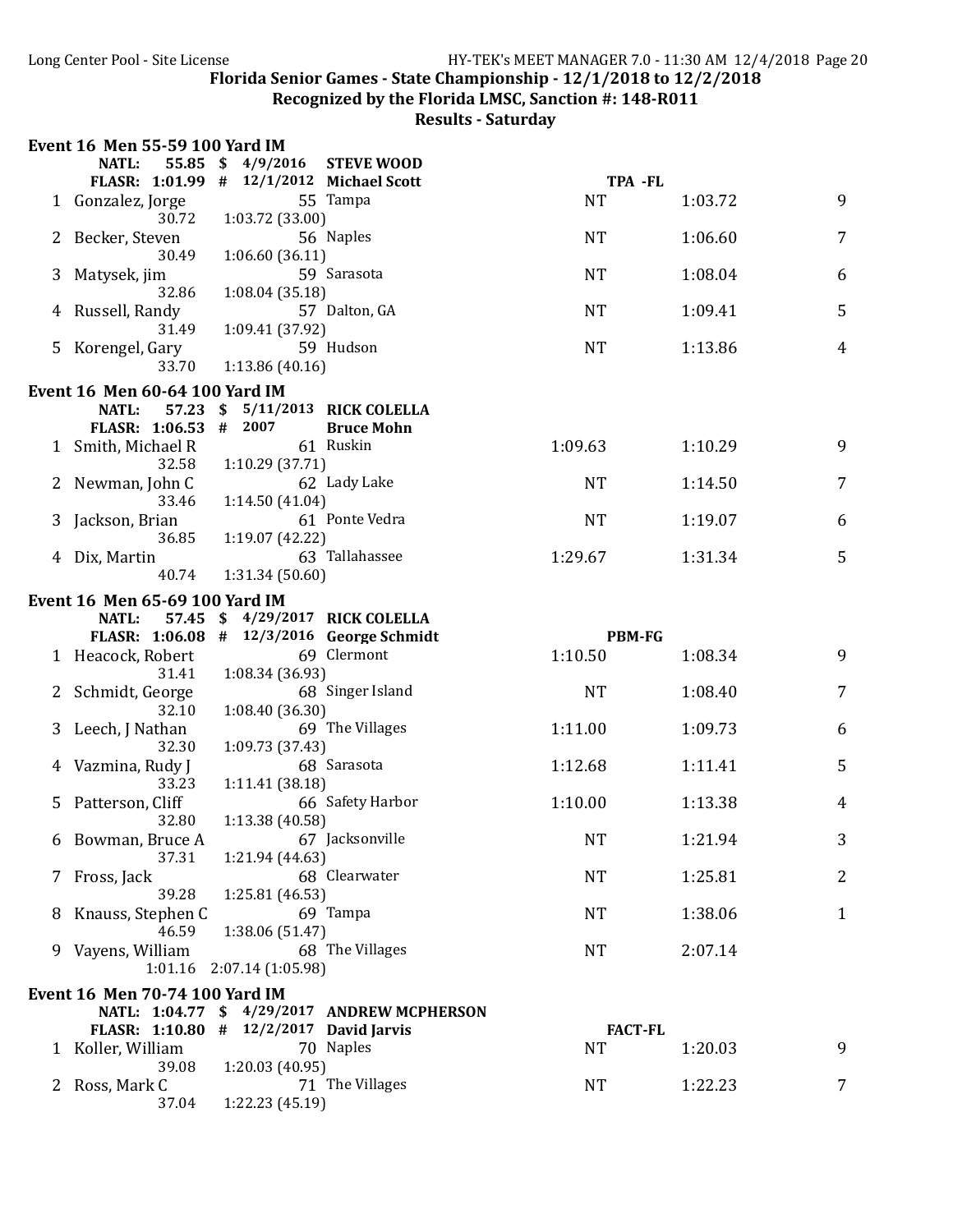## Florida Senior Games - State Championship - 12/1/2018 to 12/2/2018

### Recognized by the Florida LMSC, Sanction #: 148-R011

### Results - Saturday

**Event 16 Men 55-59 100 Yard IM**

NATL: 55.85 $ 4/9/2016 STEVE WOOD
FLASR: 1:01.99 # 12/1/2012 Michael Scott TPA -FL

| Place | Name | Age | Team | Seed Time | Finals Time | Points |
|---|---|---|---|---|---|---|
| 1 | Gonzalez, Jorge | 55 | Tampa | NT | 1:03.72 | 9 |
| | 30.72 | 1:03.72 (33.00) | | | | |
| 2 | Becker, Steven | 56 | Naples | NT | 1:06.60 | 7 |
| | 30.49 | 1:06.60 (36.11) | | | | |
| 3 | Matysek, jim | 59 | Sarasota | NT | 1:08.04 | 6 |
| | 32.86 | 1:08.04 (35.18) | | | | |
| 4 | Russell, Randy | 57 | Dalton, GA | NT | 1:09.41 | 5 |
| | 31.49 | 1:09.41 (37.92) | | | | |
| 5 | Korengel, Gary | 59 | Hudson | NT | 1:13.86 | 4 |
| | 33.70 | 1:13.86 (40.16) | | | | |

**Event 16 Men 60-64 100 Yard IM**

NATL: 57.23 $ 5/11/2013 RICK COLELLA
FLASR: 1:06.53 # 2007 Bruce Mohn

| Place | Name | Age | Team | Seed Time | Finals Time | Points |
|---|---|---|---|---|---|---|
| 1 | Smith, Michael R | 61 | Ruskin | 1:09.63 | 1:10.29 | 9 |
| | 32.58 | 1:10.29 (37.71) | | | | |
| 2 | Newman, John C | 62 | Lady Lake | NT | 1:14.50 | 7 |
| | 33.46 | 1:14.50 (41.04) | | | | |
| 3 | Jackson, Brian | 61 | Ponte Vedra | NT | 1:19.07 | 6 |
| | 36.85 | 1:19.07 (42.22) | | | | |
| 4 | Dix, Martin | 63 | Tallahassee | 1:29.67 | 1:31.34 | 5 |
| | 40.74 | 1:31.34 (50.60) | | | | |

**Event 16 Men 65-69 100 Yard IM**

NATL: 57.45 $ 4/29/2017 RICK COLELLA
FLASR: 1:06.08 # 12/3/2016 George Schmidt PBM-FG

| Place | Name | Age | Team | Seed Time | Finals Time | Points |
|---|---|---|---|---|---|---|
| 1 | Heacock, Robert | 69 | Clermont | 1:10.50 | 1:08.34 | 9 |
| | 31.41 | 1:08.34 (36.93) | | | | |
| 2 | Schmidt, George | 68 | Singer Island | NT | 1:08.40 | 7 |
| | 32.10 | 1:08.40 (36.30) | | | | |
| 3 | Leech, J Nathan | 69 | The Villages | 1:11.00 | 1:09.73 | 6 |
| | 32.30 | 1:09.73 (37.43) | | | | |
| 4 | Vazmina, Rudy J | 68 | Sarasota | 1:12.68 | 1:11.41 | 5 |
| | 33.23 | 1:11.41 (38.18) | | | | |
| 5 | Patterson, Cliff | 66 | Safety Harbor | 1:10.00 | 1:13.38 | 4 |
| | 32.80 | 1:13.38 (40.58) | | | | |
| 6 | Bowman, Bruce A | 67 | Jacksonville | NT | 1:21.94 | 3 |
| | 37.31 | 1:21.94 (44.63) | | | | |
| 7 | Fross, Jack | 68 | Clearwater | NT | 1:25.81 | 2 |
| | 39.28 | 1:25.81 (46.53) | | | | |
| 8 | Knauss, Stephen C | 69 | Tampa | NT | 1:38.06 | 1 |
| | 46.59 | 1:38.06 (51.47) | | | | |
| 9 | Vayens, William | 68 | The Villages | NT | 2:07.14 | |
| | 1:01.16 | 2:07.14 (1:05.98) | | | | |

**Event 16 Men 70-74 100 Yard IM**

NATL: 1:04.77 $ 4/29/2017 ANDREW MCPHERSON
FLASR: 1:10.80 # 12/2/2017 David Jarvis FACT-FL

| Place | Name | Age | Team | Seed Time | Finals Time | Points |
|---|---|---|---|---|---|---|
| 1 | Koller, William | 70 | Naples | NT | 1:20.03 | 9 |
| | 39.08 | 1:20.03 (40.95) | | | | |
| 2 | Ross, Mark C | 71 | The Villages | NT | 1:22.23 | 7 |
| | 37.04 | 1:22.23 (45.19) | | | | |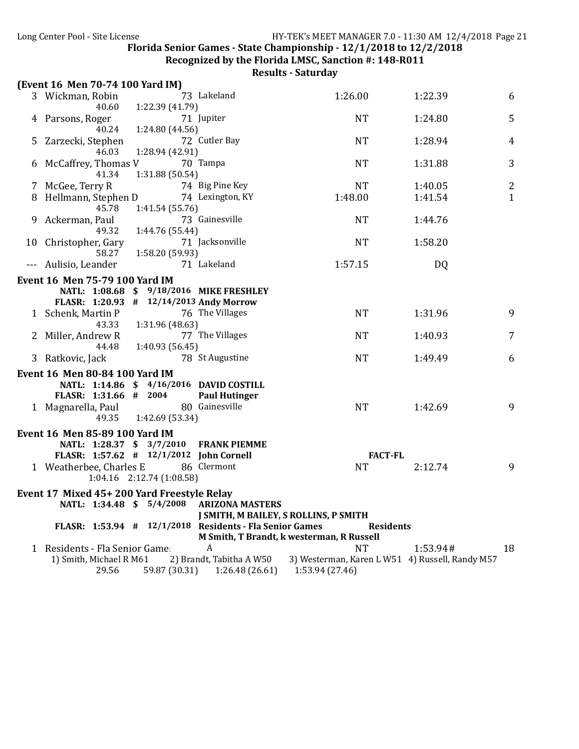**Florida Senior Games - State Championship - 12/1/2018 to 12/2/2018**

**Recognized by the Florida LMSC, Sanction #: 148-R011**

**Results - Saturday**

**(Event 16 Men 70-74 100 Yard IM)**

| Place | Name | Age | Team | Seed Time | Finals Time | Points |
|---|---|---|---|---|---|---|
| 3 | Wickman, Robin | 73 | Lakeland | 1:26.00 | 1:22.39 | 6 |
| | 40.60 | 1:22.39 (41.79) | | | | |
| 4 | Parsons, Roger | 71 | Jupiter | NT | 1:24.80 | 5 |
| | 40.24 | 1:24.80 (44.56) | | | | |
| 5 | Zarzecki, Stephen | 72 | Cutler Bay | NT | 1:28.94 | 4 |
| | 46.03 | 1:28.94 (42.91) | | | | |
| 6 | McCaffrey, Thomas V | 70 | Tampa | NT | 1:31.88 | 3 |
| | 41.34 | 1:31.88 (50.54) | | | | |
| 7 | McGee, Terry R | 74 | Big Pine Key | NT | 1:40.05 | 2 |
| 8 | Hellmann, Stephen D | 74 | Lexington, KY | 1:48.00 | 1:41.54 | 1 |
| | 45.78 | 1:41.54 (55.76) | | | | |
| 9 | Ackerman, Paul | 73 | Gainesville | NT | 1:44.76 | |
| | 49.32 | 1:44.76 (55.44) | | | | |
| 10 | Christopher, Gary | 71 | Jacksonville | NT | 1:58.20 | |
| | 58.27 | 1:58.20 (59.93) | | | | |
| --- | Aulisio, Leander | 71 | Lakeland | 1:57.15 | DQ | |

**Event 16 Men 75-79 100 Yard IM**

**NATL: 1:08.68 $ 9/18/2016 MIKE FRESHLEY**
**FLASR: 1:20.93 # 12/14/2013 Andy Morrow**

| Place | Name | Age | Team | Seed Time | Finals Time | Points |
|---|---|---|---|---|---|---|
| 1 | Schenk, Martin P | 76 | The Villages | NT | 1:31.96 | 9 |
| | 43.33 | 1:31.96 (48.63) | | | | |
| 2 | Miller, Andrew R | 77 | The Villages | NT | 1:40.93 | 7 |
| | 44.48 | 1:40.93 (56.45) | | | | |
| 3 | Ratkovic, Jack | 78 | St Augustine | NT | 1:49.49 | 6 |

**Event 16 Men 80-84 100 Yard IM**

**NATL: 1:14.86 $ 4/16/2016 DAVID COSTILL**
**FLASR: 1:31.66 # 2004 Paul Hutinger**

| Place | Name | Age | Team | Seed Time | Finals Time | Points |
|---|---|---|---|---|---|---|
| 1 | Magnarella, Paul | 80 | Gainesville | NT | 1:42.69 | 9 |
| | 49.35 | 1:42.69 (53.34) | | | | |

**Event 16 Men 85-89 100 Yard IM**

**NATL: 1:28.37 $ 3/7/2010 FRANK PIEMME**
**FLASR: 1:57.62 # 12/1/2012 John Cornell FACT-FL**

| Place | Name | Age | Team | Seed Time | Finals Time | Points |
|---|---|---|---|---|---|---|
| 1 | Weatherbee, Charles E | 86 | Clermont | NT | 2:12.74 | 9 |
| | 1:04.16 | 2:12.74 (1:08.58) | | | | |

**Event 17 Mixed 45+ 200 Yard Freestyle Relay**

**NATL: 1:34.48 $ 5/4/2008 ARIZONA MASTERS**
**J SMITH, M BAILEY, S ROLLINS, P SMITH**
**FLASR: 1:53.94 # 12/1/2018 Residents - Fla Senior Games Residents**
**M Smith, T Brandt, k westerman, R Russell**

| Place | Team | Relay | Seed Time | Finals Time | Points |
|---|---|---|---|---|---|
| 1 | Residents - Fla Senior Games | A | NT | 1:53.94# | 18 |

1) Smith, Michael R M61 2) Brandt, Tabitha A W50 3) Westerman, Karen L W51 4) Russell, Randy M57

29.56 59.87 (30.31) 1:26.48 (26.61) 1:53.94 (27.46)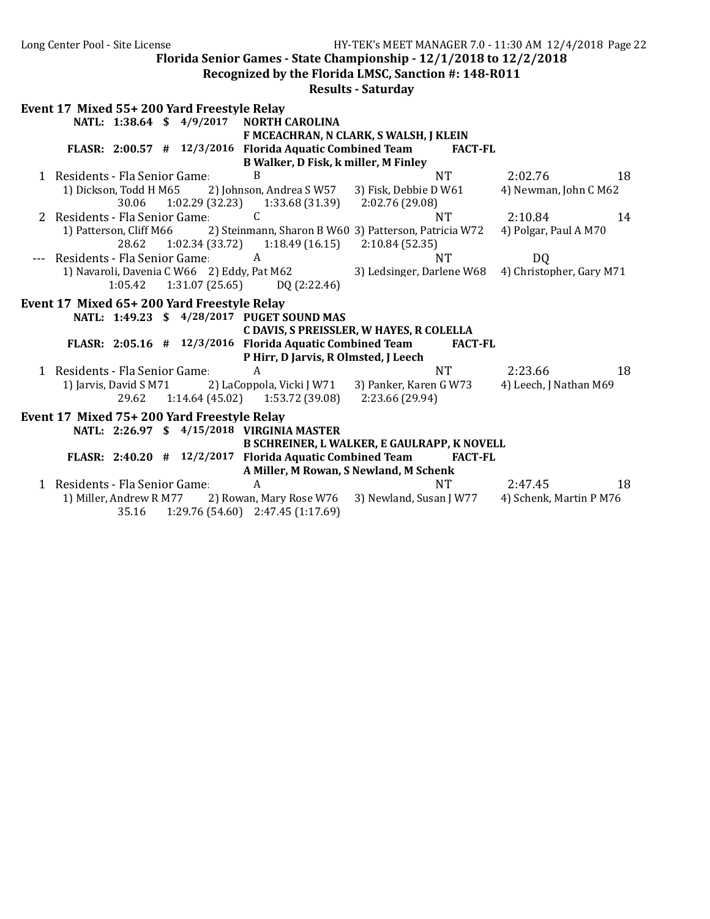**Florida Senior Games - State Championship - 12/1/2018 to 12/2/2018**

**Recognized by the Florida LMSC, Sanction #: 148-R011**

**Results - Saturday**

### Event 17 Mixed 55+ 200 Yard Freestyle Relay

**NATL: 1:38.64 $ 4/9/2017 NORTH CAROLINA**
**F MCEACHRAN, N CLARK, S WALSH, J KLEIN**

**FLASR: 2:00.57 # 12/3/2016 Florida Aquatic Combined Team FACT-FL**
**B Walker, D Fisk, k miller, M Finley**

1 Residents - Fla Senior Game: B NT 2:02.76 18
1) Dickson, Todd H M65 2) Johnson, Andrea S W57 3) Fisk, Debbie D W61 4) Newman, John C M62
30.06 1:02.29 (32.23) 1:33.68 (31.39) 2:02.76 (29.08)

2 Residents - Fla Senior Game: C NT 2:10.84 14
1) Patterson, Cliff M66 2) Steinmann, Sharon B W60 3) Patterson, Patricia W72 4) Polgar, Paul A M70
28.62 1:02.34 (33.72) 1:18.49 (16.15) 2:10.84 (52.35)

--- Residents - Fla Senior Game: A NT DQ
1) Navaroli, Davenia C W66 2) Eddy, Pat M62 3) Ledsinger, Darlene W68 4) Christopher, Gary M71
1:05.42 1:31.07 (25.65) DQ (2:22.46)

### Event 17 Mixed 65+ 200 Yard Freestyle Relay

**NATL: 1:49.23 $ 4/28/2017 PUGET SOUND MAS**
**C DAVIS, S PREISSLER, W HAYES, R COLELLA**

**FLASR: 2:05.16 # 12/3/2016 Florida Aquatic Combined Team FACT-FL**
**P Hirr, D Jarvis, R Olmsted, J Leech**

1 Residents - Fla Senior Game: A NT 2:23.66 18
1) Jarvis, David S M71 2) LaCoppola, Vicki J W71 3) Panker, Karen G W73 4) Leech, J Nathan M69
29.62 1:14.64 (45.02) 1:53.72 (39.08) 2:23.66 (29.94)

### Event 17 Mixed 75+ 200 Yard Freestyle Relay

**NATL: 2:26.97 $ 4/15/2018 VIRGINIA MASTER**
**B SCHREINER, L WALKER, E GAULRAPP, K NOVELL**

**FLASR: 2:40.20 # 12/2/2017 Florida Aquatic Combined Team FACT-FL**
**A Miller, M Rowan, S Newland, M Schenk**

1 Residents - Fla Senior Game: A NT 2:47.45 18
1) Miller, Andrew R M77 2) Rowan, Mary Rose W76 3) Newland, Susan J W77 4) Schenk, Martin P M76
35.16 1:29.76 (54.60) 2:47.45 (1:17.69)